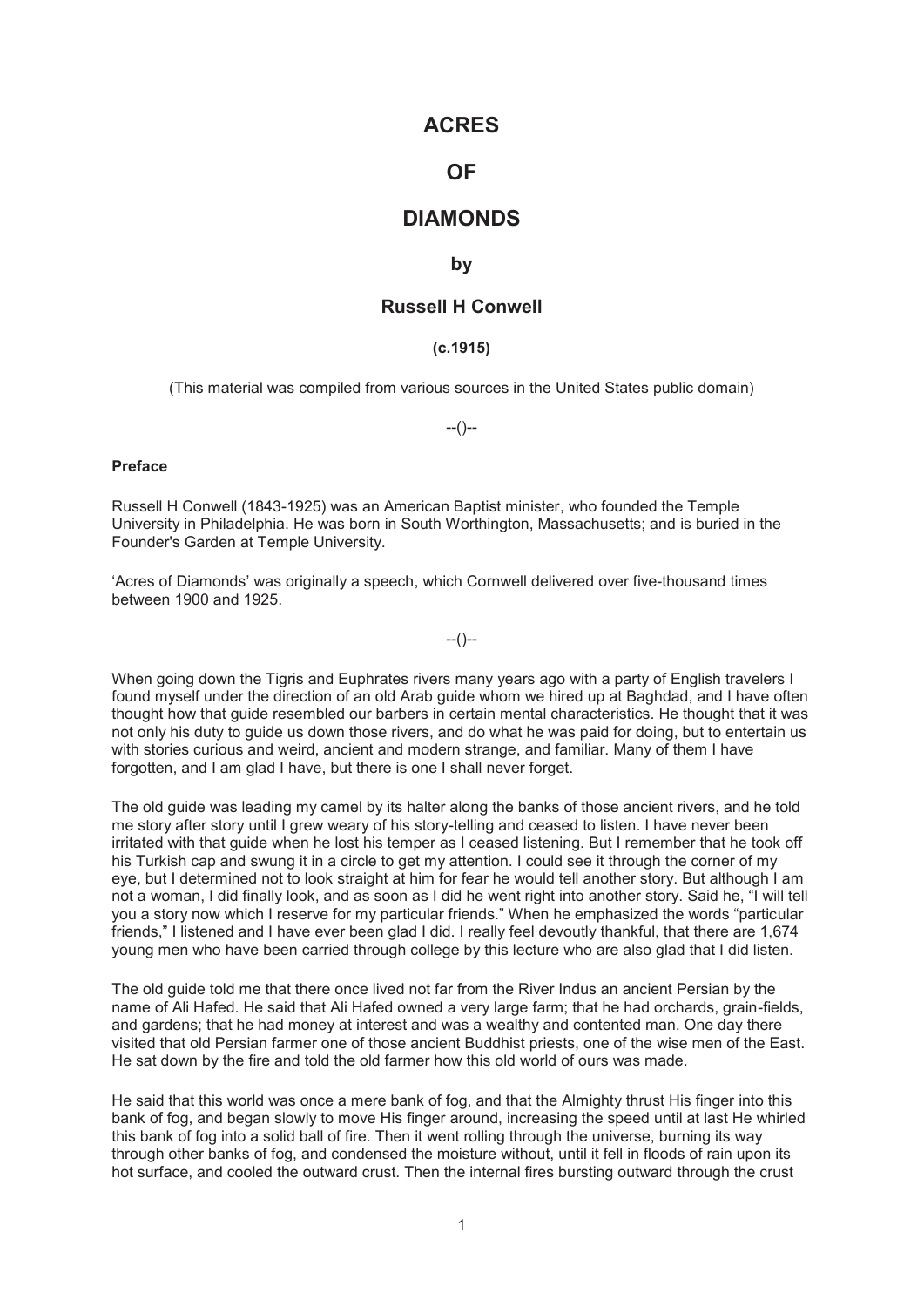# ACRES

# OF

# DIAMONDS

### by

### Russell H Conwell

**(c.1915)**

(This material was compiled from various sources in the United States public domain)

--()--

**Preface**

Russell H Conwell (1843-1925) was an American Baptist minister, who founded the Temple University in Philadelphia. He was born in South Worthington, Massachusetts; and is buried in the Founder's Garden at Temple University.

'Acres of Diamonds' was originally a speech, which Cornwell delivered over five-thousand times between 1900 and 1925.

--()--

When going down the Tigris and Euphrates rivers many years ago with a party of English travelers I found myself under the direction of an old Arab guide whom we hired up at Baghdad, and I have often thought how that guide resembled our barbers in certain mental characteristics. He thought that it was not only his duty to guide us down those rivers, and do what he was paid for doing, but to entertain us with stories curious and weird, ancient and modern strange, and familiar. Many of them I have forgotten, and I am glad I have, but there is one I shall never forget.

The old guide was leading my camel by its halter along the banks of those ancient rivers, and he told me story after story until I grew weary of his story-telling and ceased to listen. I have never been irritated with that guide when he lost his temper as I ceased listening. But I remember that he took off his Turkish cap and swung it in a circle to get my attention. I could see it through the corner of my eye, but I determined not to look straight at him for fear he would tell another story. But although I am not a woman, I did finally look, and as soon as I did he went right into another story. Said he, "I will tell you a story now which I reserve for my particular friends." When he emphasized the words "particular friends," I listened and I have ever been glad I did. I really feel devoutly thankful, that there are 1,674 young men who have been carried through college by this lecture who are also glad that I did listen.

The old guide told me that there once lived not far from the River Indus an ancient Persian by the name of Ali Hafed. He said that Ali Hafed owned a very large farm; that he had orchards, grain-fields, and gardens; that he had money at interest and was a wealthy and contented man. One day there visited that old Persian farmer one of those ancient Buddhist priests, one of the wise men of the East. He sat down by the fire and told the old farmer how this old world of ours was made.

He said that this world was once a mere bank of fog, and that the Almighty thrust His finger into this bank of fog, and began slowly to move His finger around, increasing the speed until at last He whirled this bank of fog into a solid ball of fire. Then it went rolling through the universe, burning its way through other banks of fog, and condensed the moisture without, until it fell in floods of rain upon its hot surface, and cooled the outward crust. Then the internal fires bursting outward through the crust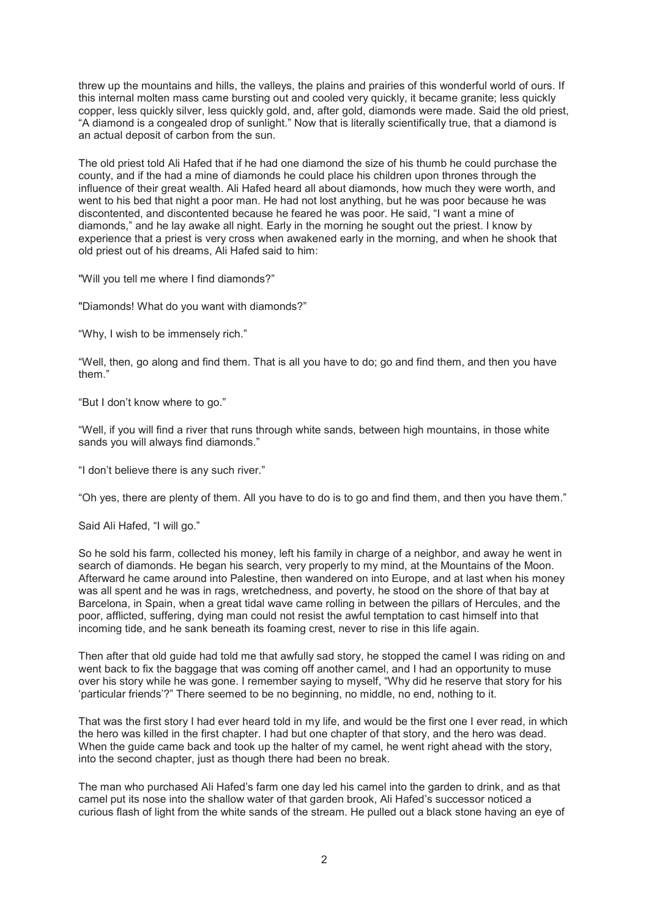threw up the mountains and hills, the valleys, the plains and prairies of this wonderful world of ours. If this internal molten mass came bursting out and cooled very quickly, it became granite; less quickly copper, less quickly silver, less quickly gold, and, after gold, diamonds were made. Said the old priest, "A diamond is a congealed drop of sunlight." Now that is literally scientifically true, that a diamond is an actual deposit of carbon from the sun.

The old priest told Ali Hafed that if he had one diamond the size of his thumb he could purchase the county, and if the had a mine of diamonds he could place his children upon thrones through the influence of their great wealth. Ali Hafed heard all about diamonds, how much they were worth, and went to his bed that night a poor man. He had not lost anything, but he was poor because he was discontented, and discontented because he feared he was poor. He said, "I want a mine of diamonds," and he lay awake all night. Early in the morning he sought out the priest. I know by experience that a priest is very cross when awakened early in the morning, and when he shook that old priest out of his dreams, Ali Hafed said to him:

"Will you tell me where I find diamonds?"

"Diamonds! What do you want with diamonds?"

"Why, I wish to be immensely rich."

"Well, then, go along and find them. That is all you have to do; go and find them, and then you have them."

"But I don't know where to go."

"Well, if you will find a river that runs through white sands, between high mountains, in those white sands you will always find diamonds."

"I don't believe there is any such river."

"Oh yes, there are plenty of them. All you have to do is to go and find them, and then you have them."

Said Ali Hafed, "I will go."

So he sold his farm, collected his money, left his family in charge of a neighbor, and away he went in search of diamonds. He began his search, very properly to my mind, at the Mountains of the Moon. Afterward he came around into Palestine, then wandered on into Europe, and at last when his money was all spent and he was in rags, wretchedness, and poverty, he stood on the shore of that bay at Barcelona, in Spain, when a great tidal wave came rolling in between the pillars of Hercules, and the poor, afflicted, suffering, dying man could not resist the awful temptation to cast himself into that incoming tide, and he sank beneath its foaming crest, never to rise in this life again.

Then after that old guide had told me that awfully sad story, he stopped the camel I was riding on and went back to fix the baggage that was coming off another camel, and I had an opportunity to muse over his story while he was gone. I remember saying to myself, "Why did he reserve that story for his 'particular friends'?" There seemed to be no beginning, no middle, no end, nothing to it.

That was the first story I had ever heard told in my life, and would be the first one I ever read, in which the hero was killed in the first chapter. I had but one chapter of that story, and the hero was dead. When the guide came back and took up the halter of my camel, he went right ahead with the story, into the second chapter, just as though there had been no break.

The man who purchased Ali Hafed's farm one day led his camel into the garden to drink, and as that camel put its nose into the shallow water of that garden brook, Ali Hafed's successor noticed a curious flash of light from the white sands of the stream. He pulled out a black stone having an eye of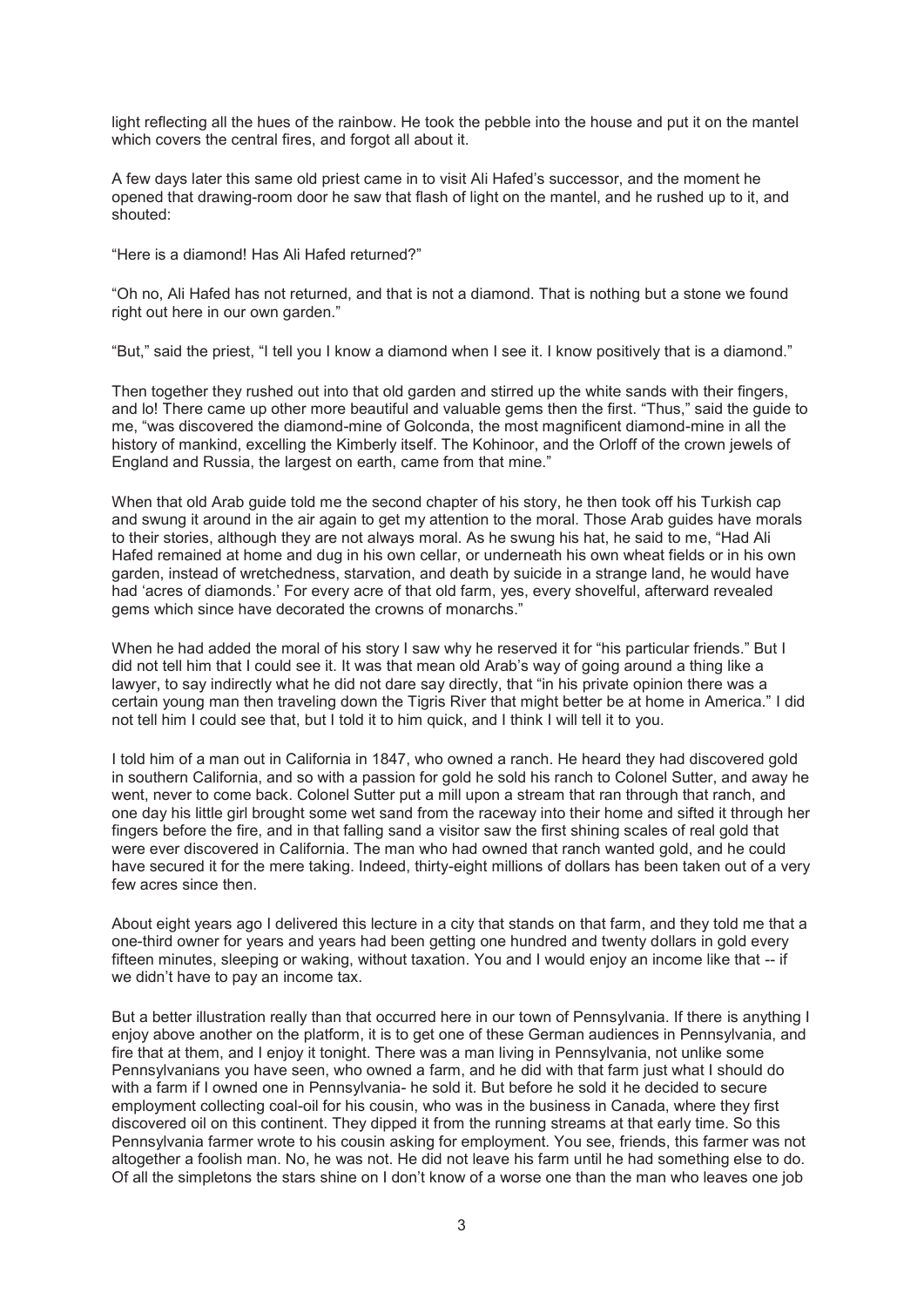light reflecting all the hues of the rainbow. He took the pebble into the house and put it on the mantel which covers the central fires, and forgot all about it.

A few days later this same old priest came in to visit Ali Hafed's successor, and the moment he opened that drawing-room door he saw that flash of light on the mantel, and he rushed up to it, and shouted:

"Here is a diamond! Has Ali Hafed returned?"

"Oh no, Ali Hafed has not returned, and that is not a diamond. That is nothing but a stone we found right out here in our own garden."

"But," said the priest, "I tell you I know a diamond when I see it. I know positively that is a diamond."

Then together they rushed out into that old garden and stirred up the white sands with their fingers, and lo! There came up other more beautiful and valuable gems then the first. "Thus," said the guide to me, "was discovered the diamond-mine of Golconda, the most magnificent diamond-mine in all the history of mankind, excelling the Kimberly itself. The Kohinoor, and the Orloff of the crown jewels of England and Russia, the largest on earth, came from that mine."

When that old Arab guide told me the second chapter of his story, he then took off his Turkish cap and swung it around in the air again to get my attention to the moral. Those Arab guides have morals to their stories, although they are not always moral. As he swung his hat, he said to me, "Had Ali Hafed remained at home and dug in his own cellar, or underneath his own wheat fields or in his own garden, instead of wretchedness, starvation, and death by suicide in a strange land, he would have had 'acres of diamonds.' For every acre of that old farm, yes, every shovelful, afterward revealed gems which since have decorated the crowns of monarchs."

When he had added the moral of his story I saw why he reserved it for "his particular friends." But I did not tell him that I could see it. It was that mean old Arab's way of going around a thing like a lawyer, to say indirectly what he did not dare say directly, that "in his private opinion there was a certain young man then traveling down the Tigris River that might better be at home in America." I did not tell him I could see that, but I told it to him quick, and I think I will tell it to you.

I told him of a man out in California in 1847, who owned a ranch. He heard they had discovered gold in southern California, and so with a passion for gold he sold his ranch to Colonel Sutter, and away he went, never to come back. Colonel Sutter put a mill upon a stream that ran through that ranch, and one day his little girl brought some wet sand from the raceway into their home and sifted it through her fingers before the fire, and in that falling sand a visitor saw the first shining scales of real gold that were ever discovered in California. The man who had owned that ranch wanted gold, and he could have secured it for the mere taking. Indeed, thirty-eight millions of dollars has been taken out of a very few acres since then.

About eight years ago I delivered this lecture in a city that stands on that farm, and they told me that a one-third owner for years and years had been getting one hundred and twenty dollars in gold every fifteen minutes, sleeping or waking, without taxation. You and I would enjoy an income like that -- if we didn't have to pay an income tax.

But a better illustration really than that occurred here in our town of Pennsylvania. If there is anything I enjoy above another on the platform, it is to get one of these German audiences in Pennsylvania, and fire that at them, and I enjoy it tonight. There was a man living in Pennsylvania, not unlike some Pennsylvanians you have seen, who owned a farm, and he did with that farm just what I should do with a farm if I owned one in Pennsylvania- he sold it. But before he sold it he decided to secure employment collecting coal-oil for his cousin, who was in the business in Canada, where they first discovered oil on this continent. They dipped it from the running streams at that early time. So this Pennsylvania farmer wrote to his cousin asking for employment. You see, friends, this farmer was not altogether a foolish man. No, he was not. He did not leave his farm until he had something else to do. Of all the simpletons the stars shine on I don't know of a worse one than the man who leaves one job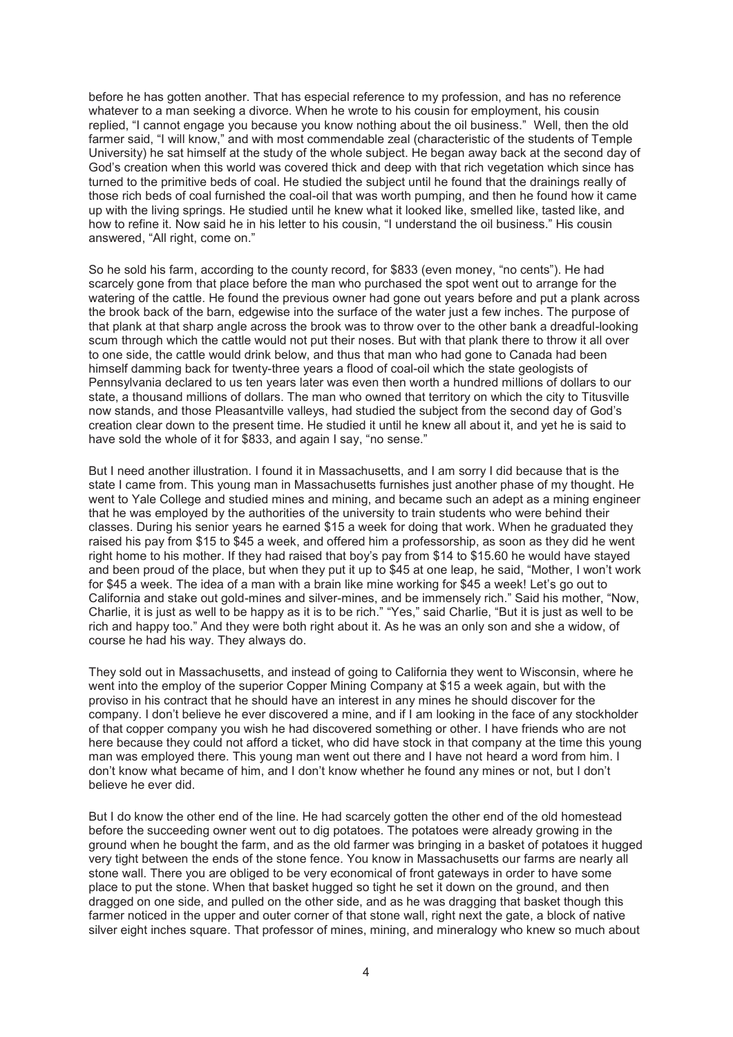before he has gotten another. That has especial reference to my profession, and has no reference whatever to a man seeking a divorce. When he wrote to his cousin for employment, his cousin replied, "I cannot engage you because you know nothing about the oil business." Well, then the old farmer said, "I will know," and with most commendable zeal (characteristic of the students of Temple University) he sat himself at the study of the whole subject. He began away back at the second day of God's creation when this world was covered thick and deep with that rich vegetation which since has turned to the primitive beds of coal. He studied the subject until he found that the drainings really of those rich beds of coal furnished the coal-oil that was worth pumping, and then he found how it came up with the living springs. He studied until he knew what it looked like, smelled like, tasted like, and how to refine it. Now said he in his letter to his cousin, "I understand the oil business." His cousin answered, "All right, come on."

So he sold his farm, according to the county record, for $833 (even money, "no cents"). He had scarcely gone from that place before the man who purchased the spot went out to arrange for the watering of the cattle. He found the previous owner had gone out years before and put a plank across the brook back of the barn, edgewise into the surface of the water just a few inches. The purpose of that plank at that sharp angle across the brook was to throw over to the other bank a dreadful-looking scum through which the cattle would not put their noses. But with that plank there to throw it all over to one side, the cattle would drink below, and thus that man who had gone to Canada had been himself damming back for twenty-three years a flood of coal-oil which the state geologists of Pennsylvania declared to us ten years later was even then worth a hundred millions of dollars to our state, a thousand millions of dollars. The man who owned that territory on which the city to Titusville now stands, and those Pleasantville valleys, had studied the subject from the second day of God's creation clear down to the present time. He studied it until he knew all about it, and yet he is said to have sold the whole of it for $833, and again I say, "no sense."

But I need another illustration. I found it in Massachusetts, and I am sorry I did because that is the state I came from. This young man in Massachusetts furnishes just another phase of my thought. He went to Yale College and studied mines and mining, and became such an adept as a mining engineer that he was employed by the authorities of the university to train students who were behind their classes. During his senior years he earned $15 a week for doing that work. When he graduated they raised his pay from $15 to $45 a week, and offered him a professorship, as soon as they did he went right home to his mother. If they had raised that boy's pay from $14 to $15.60 he would have stayed and been proud of the place, but when they put it up to $45 at one leap, he said, "Mother, I won't work for $45 a week. The idea of a man with a brain like mine working for $45 a week! Let's go out to California and stake out gold-mines and silver-mines, and be immensely rich." Said his mother, "Now, Charlie, it is just as well to be happy as it is to be rich." "Yes," said Charlie, "But it is just as well to be rich and happy too." And they were both right about it. As he was an only son and she a widow, of course he had his way. They always do.

They sold out in Massachusetts, and instead of going to California they went to Wisconsin, where he went into the employ of the superior Copper Mining Company at $15 a week again, but with the proviso in his contract that he should have an interest in any mines he should discover for the company. I don't believe he ever discovered a mine, and if I am looking in the face of any stockholder of that copper company you wish he had discovered something or other. I have friends who are not here because they could not afford a ticket, who did have stock in that company at the time this young man was employed there. This young man went out there and I have not heard a word from him. I don't know what became of him, and I don't know whether he found any mines or not, but I don't believe he ever did.

But I do know the other end of the line. He had scarcely gotten the other end of the old homestead before the succeeding owner went out to dig potatoes. The potatoes were already growing in the ground when he bought the farm, and as the old farmer was bringing in a basket of potatoes it hugged very tight between the ends of the stone fence. You know in Massachusetts our farms are nearly all stone wall. There you are obliged to be very economical of front gateways in order to have some place to put the stone. When that basket hugged so tight he set it down on the ground, and then dragged on one side, and pulled on the other side, and as he was dragging that basket though this farmer noticed in the upper and outer corner of that stone wall, right next the gate, a block of native silver eight inches square. That professor of mines, mining, and mineralogy who knew so much about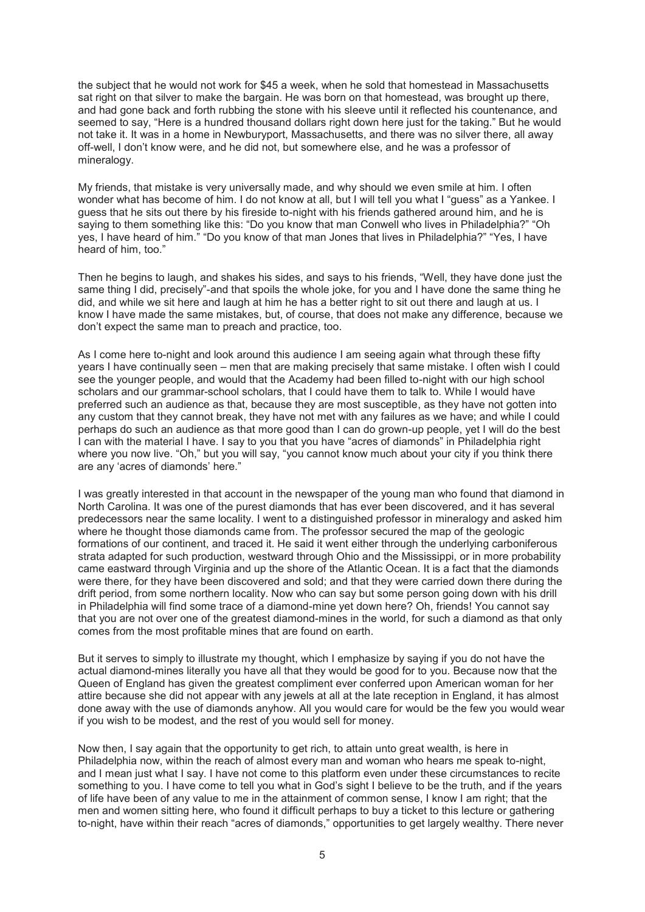the subject that he would not work for $45 a week, when he sold that homestead in Massachusetts sat right on that silver to make the bargain. He was born on that homestead, was brought up there, and had gone back and forth rubbing the stone with his sleeve until it reflected his countenance, and seemed to say, "Here is a hundred thousand dollars right down here just for the taking." But he would not take it. It was in a home in Newburyport, Massachusetts, and there was no silver there, all away off-well, I don't know were, and he did not, but somewhere else, and he was a professor of mineralogy.

My friends, that mistake is very universally made, and why should we even smile at him. I often wonder what has become of him. I do not know at all, but I will tell you what I "guess" as a Yankee. I guess that he sits out there by his fireside to-night with his friends gathered around him, and he is saying to them something like this: "Do you know that man Conwell who lives in Philadelphia?" "Oh yes, I have heard of him." "Do you know of that man Jones that lives in Philadelphia?" "Yes, I have heard of him, too."

Then he begins to laugh, and shakes his sides, and says to his friends, "Well, they have done just the same thing I did, precisely"-and that spoils the whole joke, for you and I have done the same thing he did, and while we sit here and laugh at him he has a better right to sit out there and laugh at us. I know I have made the same mistakes, but, of course, that does not make any difference, because we don't expect the same man to preach and practice, too.

As I come here to-night and look around this audience I am seeing again what through these fifty years I have continually seen – men that are making precisely that same mistake. I often wish I could see the younger people, and would that the Academy had been filled to-night with our high school scholars and our grammar-school scholars, that I could have them to talk to. While I would have preferred such an audience as that, because they are most susceptible, as they have not gotten into any custom that they cannot break, they have not met with any failures as we have; and while I could perhaps do such an audience as that more good than I can do grown-up people, yet I will do the best I can with the material I have. I say to you that you have "acres of diamonds" in Philadelphia right where you now live. "Oh," but you will say, "you cannot know much about your city if you think there are any 'acres of diamonds' here."

I was greatly interested in that account in the newspaper of the young man who found that diamond in North Carolina. It was one of the purest diamonds that has ever been discovered, and it has several predecessors near the same locality. I went to a distinguished professor in mineralogy and asked him where he thought those diamonds came from. The professor secured the map of the geologic formations of our continent, and traced it. He said it went either through the underlying carboniferous strata adapted for such production, westward through Ohio and the Mississippi, or in more probability came eastward through Virginia and up the shore of the Atlantic Ocean. It is a fact that the diamonds were there, for they have been discovered and sold; and that they were carried down there during the drift period, from some northern locality. Now who can say but some person going down with his drill in Philadelphia will find some trace of a diamond-mine yet down here? Oh, friends! You cannot say that you are not over one of the greatest diamond-mines in the world, for such a diamond as that only comes from the most profitable mines that are found on earth.

But it serves to simply to illustrate my thought, which I emphasize by saying if you do not have the actual diamond-mines literally you have all that they would be good for to you. Because now that the Queen of England has given the greatest compliment ever conferred upon American woman for her attire because she did not appear with any jewels at all at the late reception in England, it has almost done away with the use of diamonds anyhow. All you would care for would be the few you would wear if you wish to be modest, and the rest of you would sell for money.

Now then, I say again that the opportunity to get rich, to attain unto great wealth, is here in Philadelphia now, within the reach of almost every man and woman who hears me speak to-night, and I mean just what I say. I have not come to this platform even under these circumstances to recite something to you. I have come to tell you what in God's sight I believe to be the truth, and if the years of life have been of any value to me in the attainment of common sense, I know I am right; that the men and women sitting here, who found it difficult perhaps to buy a ticket to this lecture or gathering to-night, have within their reach "acres of diamonds," opportunities to get largely wealthy. There never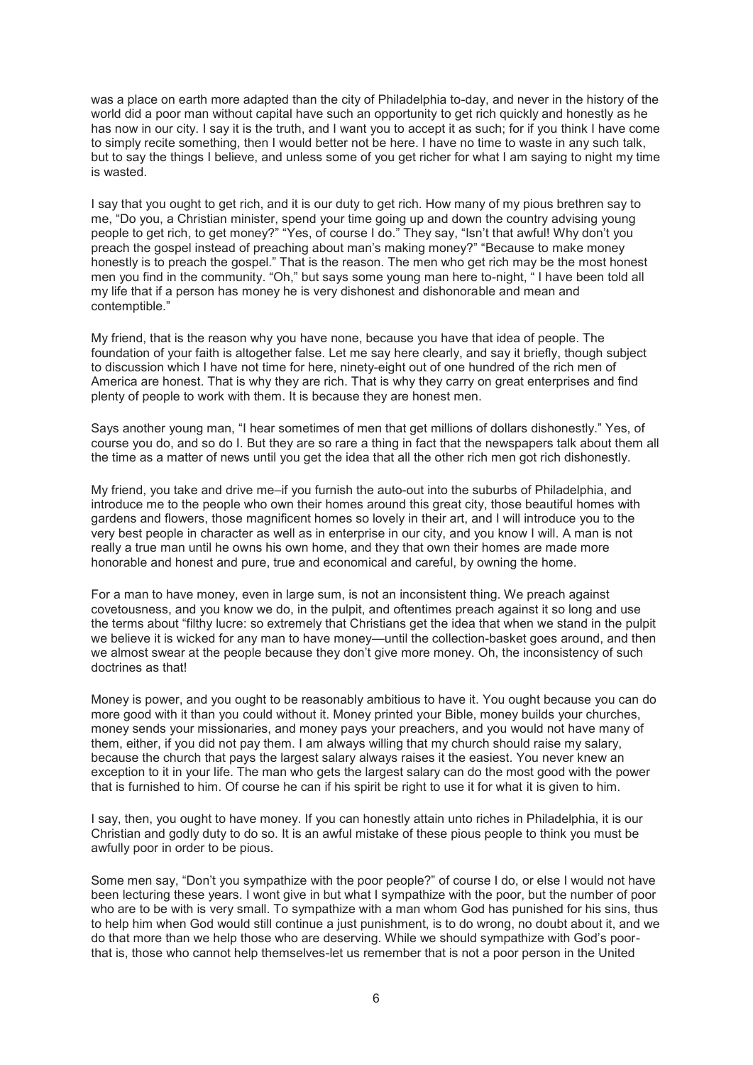was a place on earth more adapted than the city of Philadelphia to-day, and never in the history of the world did a poor man without capital have such an opportunity to get rich quickly and honestly as he has now in our city. I say it is the truth, and I want you to accept it as such; for if you think I have come to simply recite something, then I would better not be here. I have no time to waste in any such talk, but to say the things I believe, and unless some of you get richer for what I am saying to night my time is wasted.

I say that you ought to get rich, and it is our duty to get rich. How many of my pious brethren say to me, "Do you, a Christian minister, spend your time going up and down the country advising young people to get rich, to get money?" "Yes, of course I do." They say, "Isn't that awful! Why don't you preach the gospel instead of preaching about man's making money?" "Because to make money honestly is to preach the gospel." That is the reason. The men who get rich may be the most honest men you find in the community. "Oh," but says some young man here to-night, " I have been told all my life that if a person has money he is very dishonest and dishonorable and mean and contemptible."

My friend, that is the reason why you have none, because you have that idea of people. The foundation of your faith is altogether false. Let me say here clearly, and say it briefly, though subject to discussion which I have not time for here, ninety-eight out of one hundred of the rich men of America are honest. That is why they are rich. That is why they carry on great enterprises and find plenty of people to work with them. It is because they are honest men.

Says another young man, "I hear sometimes of men that get millions of dollars dishonestly." Yes, of course you do, and so do I. But they are so rare a thing in fact that the newspapers talk about them all the time as a matter of news until you get the idea that all the other rich men got rich dishonestly.

My friend, you take and drive me–if you furnish the auto-out into the suburbs of Philadelphia, and introduce me to the people who own their homes around this great city, those beautiful homes with gardens and flowers, those magnificent homes so lovely in their art, and I will introduce you to the very best people in character as well as in enterprise in our city, and you know I will. A man is not really a true man until he owns his own home, and they that own their homes are made more honorable and honest and pure, true and economical and careful, by owning the home.

For a man to have money, even in large sum, is not an inconsistent thing. We preach against covetousness, and you know we do, in the pulpit, and oftentimes preach against it so long and use the terms about "filthy lucre: so extremely that Christians get the idea that when we stand in the pulpit we believe it is wicked for any man to have money—until the collection-basket goes around, and then we almost swear at the people because they don't give more money. Oh, the inconsistency of such doctrines as that!

Money is power, and you ought to be reasonably ambitious to have it. You ought because you can do more good with it than you could without it. Money printed your Bible, money builds your churches, money sends your missionaries, and money pays your preachers, and you would not have many of them, either, if you did not pay them. I am always willing that my church should raise my salary, because the church that pays the largest salary always raises it the easiest. You never knew an exception to it in your life. The man who gets the largest salary can do the most good with the power that is furnished to him. Of course he can if his spirit be right to use it for what it is given to him.

I say, then, you ought to have money. If you can honestly attain unto riches in Philadelphia, it is our Christian and godly duty to do so. It is an awful mistake of these pious people to think you must be awfully poor in order to be pious.

Some men say, "Don't you sympathize with the poor people?" of course I do, or else I would not have been lecturing these years. I wont give in but what I sympathize with the poor, but the number of poor who are to be with is very small. To sympathize with a man whom God has punished for his sins, thus to help him when God would still continue a just punishment, is to do wrong, no doubt about it, and we do that more than we help those who are deserving. While we should sympathize with God's poor-that is, those who cannot help themselves-let us remember that is not a poor person in the United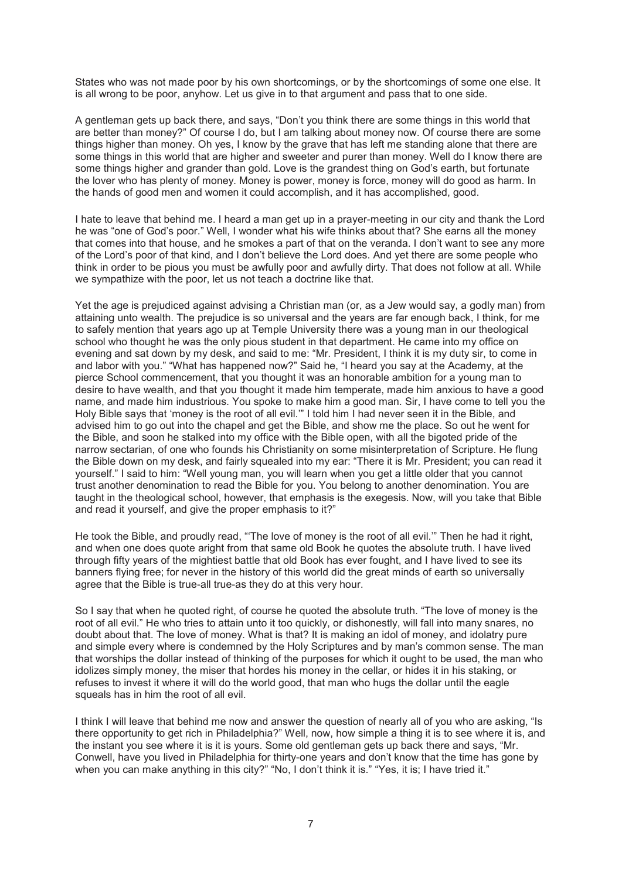States who was not made poor by his own shortcomings, or by the shortcomings of some one else. It is all wrong to be poor, anyhow. Let us give in to that argument and pass that to one side.

A gentleman gets up back there, and says, "Don't you think there are some things in this world that are better than money?" Of course I do, but I am talking about money now. Of course there are some things higher than money. Oh yes, I know by the grave that has left me standing alone that there are some things in this world that are higher and sweeter and purer than money. Well do I know there are some things higher and grander than gold. Love is the grandest thing on God's earth, but fortunate the lover who has plenty of money. Money is power, money is force, money will do good as harm. In the hands of good men and women it could accomplish, and it has accomplished, good.

I hate to leave that behind me. I heard a man get up in a prayer-meeting in our city and thank the Lord he was "one of God's poor." Well, I wonder what his wife thinks about that? She earns all the money that comes into that house, and he smokes a part of that on the veranda. I don't want to see any more of the Lord's poor of that kind, and I don't believe the Lord does. And yet there are some people who think in order to be pious you must be awfully poor and awfully dirty. That does not follow at all. While we sympathize with the poor, let us not teach a doctrine like that.

Yet the age is prejudiced against advising a Christian man (or, as a Jew would say, a godly man) from attaining unto wealth. The prejudice is so universal and the years are far enough back, I think, for me to safely mention that years ago up at Temple University there was a young man in our theological school who thought he was the only pious student in that department. He came into my office on evening and sat down by my desk, and said to me: "Mr. President, I think it is my duty sir, to come in and labor with you." "What has happened now?" Said he, "I heard you say at the Academy, at the pierce School commencement, that you thought it was an honorable ambition for a young man to desire to have wealth, and that you thought it made him temperate, made him anxious to have a good name, and made him industrious. You spoke to make him a good man. Sir, I have come to tell you the Holy Bible says that 'money is the root of all evil.'" I told him I had never seen it in the Bible, and advised him to go out into the chapel and get the Bible, and show me the place. So out he went for the Bible, and soon he stalked into my office with the Bible open, with all the bigoted pride of the narrow sectarian, of one who founds his Christianity on some misinterpretation of Scripture. He flung the Bible down on my desk, and fairly squealed into my ear: "There it is Mr. President; you can read it yourself." I said to him: "Well young man, you will learn when you get a little older that you cannot trust another denomination to read the Bible for you. You belong to another denomination. You are taught in the theological school, however, that emphasis is the exegesis. Now, will you take that Bible and read it yourself, and give the proper emphasis to it?"

He took the Bible, and proudly read, "'The love of money is the root of all evil.'" Then he had it right, and when one does quote aright from that same old Book he quotes the absolute truth. I have lived through fifty years of the mightiest battle that old Book has ever fought, and I have lived to see its banners flying free; for never in the history of this world did the great minds of earth so universally agree that the Bible is true-all true-as they do at this very hour.

So I say that when he quoted right, of course he quoted the absolute truth. "The love of money is the root of all evil." He who tries to attain unto it too quickly, or dishonestly, will fall into many snares, no doubt about that. The love of money. What is that? It is making an idol of money, and idolatry pure and simple every where is condemned by the Holy Scriptures and by man's common sense. The man that worships the dollar instead of thinking of the purposes for which it ought to be used, the man who idolizes simply money, the miser that hordes his money in the cellar, or hides it in his staking, or refuses to invest it where it will do the world good, that man who hugs the dollar until the eagle squeals has in him the root of all evil.

I think I will leave that behind me now and answer the question of nearly all of you who are asking, "Is there opportunity to get rich in Philadelphia?" Well, now, how simple a thing it is to see where it is, and the instant you see where it is it is yours. Some old gentleman gets up back there and says, "Mr. Conwell, have you lived in Philadelphia for thirty-one years and don't know that the time has gone by when you can make anything in this city?" "No, I don't think it is." "Yes, it is; I have tried it."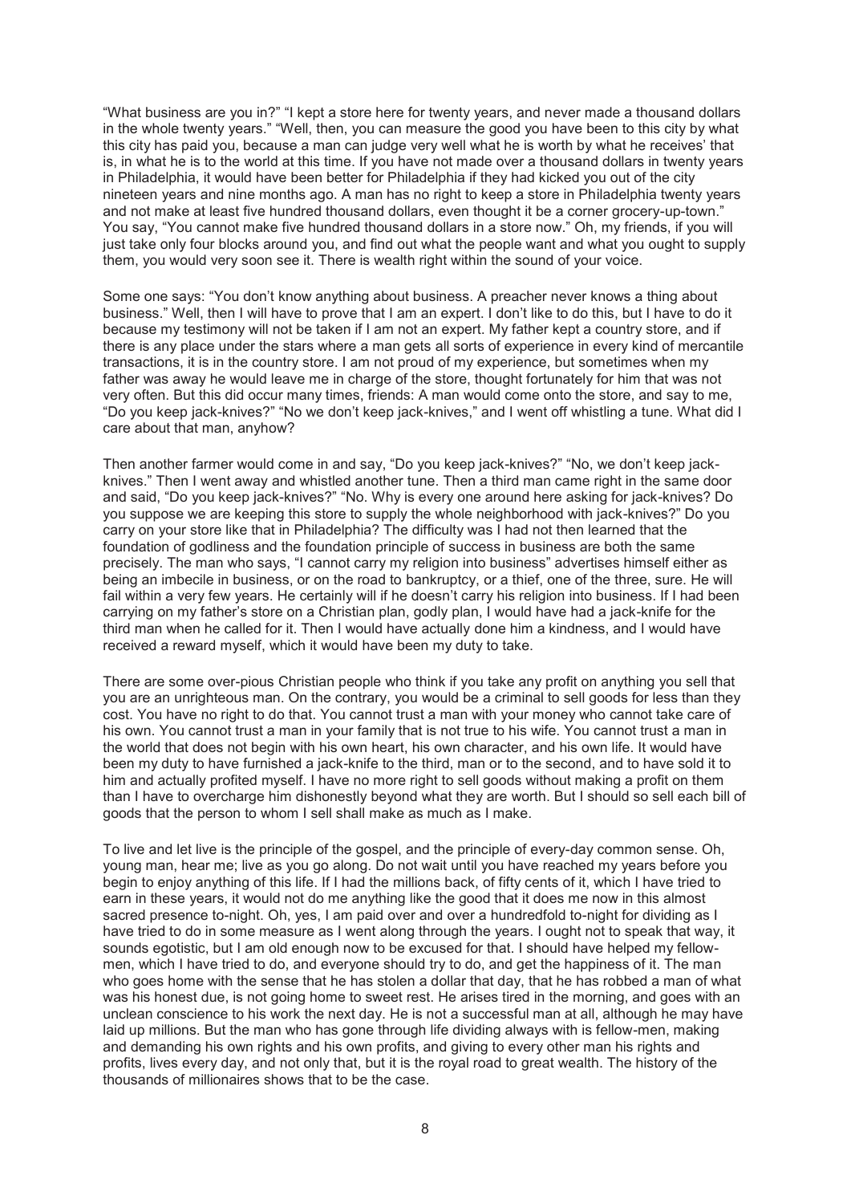"What business are you in?" "I kept a store here for twenty years, and never made a thousand dollars in the whole twenty years." "Well, then, you can measure the good you have been to this city by what this city has paid you, because a man can judge very well what he is worth by what he receives' that is, in what he is to the world at this time. If you have not made over a thousand dollars in twenty years in Philadelphia, it would have been better for Philadelphia if they had kicked you out of the city nineteen years and nine months ago. A man has no right to keep a store in Philadelphia twenty years and not make at least five hundred thousand dollars, even thought it be a corner grocery-up-town." You say, "You cannot make five hundred thousand dollars in a store now." Oh, my friends, if you will just take only four blocks around you, and find out what the people want and what you ought to supply them, you would very soon see it. There is wealth right within the sound of your voice.

Some one says: "You don't know anything about business. A preacher never knows a thing about business." Well, then I will have to prove that I am an expert. I don't like to do this, but I have to do it because my testimony will not be taken if I am not an expert. My father kept a country store, and if there is any place under the stars where a man gets all sorts of experience in every kind of mercantile transactions, it is in the country store. I am not proud of my experience, but sometimes when my father was away he would leave me in charge of the store, thought fortunately for him that was not very often. But this did occur many times, friends: A man would come onto the store, and say to me, "Do you keep jack-knives?" "No we don't keep jack-knives," and I went off whistling a tune. What did I care about that man, anyhow?

Then another farmer would come in and say, "Do you keep jack-knives?" "No, we don't keep jack-knives." Then I went away and whistled another tune. Then a third man came right in the same door and said, "Do you keep jack-knives?" "No. Why is every one around here asking for jack-knives? Do you suppose we are keeping this store to supply the whole neighborhood with jack-knives?" Do you carry on your store like that in Philadelphia? The difficulty was I had not then learned that the foundation of godliness and the foundation principle of success in business are both the same precisely. The man who says, "I cannot carry my religion into business" advertises himself either as being an imbecile in business, or on the road to bankruptcy, or a thief, one of the three, sure. He will fail within a very few years. He certainly will if he doesn't carry his religion into business. If I had been carrying on my father's store on a Christian plan, godly plan, I would have had a jack-knife for the third man when he called for it. Then I would have actually done him a kindness, and I would have received a reward myself, which it would have been my duty to take.

There are some over-pious Christian people who think if you take any profit on anything you sell that you are an unrighteous man. On the contrary, you would be a criminal to sell goods for less than they cost. You have no right to do that. You cannot trust a man with your money who cannot take care of his own. You cannot trust a man in your family that is not true to his wife. You cannot trust a man in the world that does not begin with his own heart, his own character, and his own life. It would have been my duty to have furnished a jack-knife to the third, man or to the second, and to have sold it to him and actually profited myself. I have no more right to sell goods without making a profit on them than I have to overcharge him dishonestly beyond what they are worth. But I should so sell each bill of goods that the person to whom I sell shall make as much as I make.

To live and let live is the principle of the gospel, and the principle of every-day common sense. Oh, young man, hear me; live as you go along. Do not wait until you have reached my years before you begin to enjoy anything of this life. If I had the millions back, of fifty cents of it, which I have tried to earn in these years, it would not do me anything like the good that it does me now in this almost sacred presence to-night. Oh, yes, I am paid over and over a hundredfold to-night for dividing as I have tried to do in some measure as I went along through the years. I ought not to speak that way, it sounds egotistic, but I am old enough now to be excused for that. I should have helped my fellow-men, which I have tried to do, and everyone should try to do, and get the happiness of it. The man who goes home with the sense that he has stolen a dollar that day, that he has robbed a man of what was his honest due, is not going home to sweet rest. He arises tired in the morning, and goes with an unclean conscience to his work the next day. He is not a successful man at all, although he may have laid up millions. But the man who has gone through life dividing always with is fellow-men, making and demanding his own rights and his own profits, and giving to every other man his rights and profits, lives every day, and not only that, but it is the royal road to great wealth. The history of the thousands of millionaires shows that to be the case.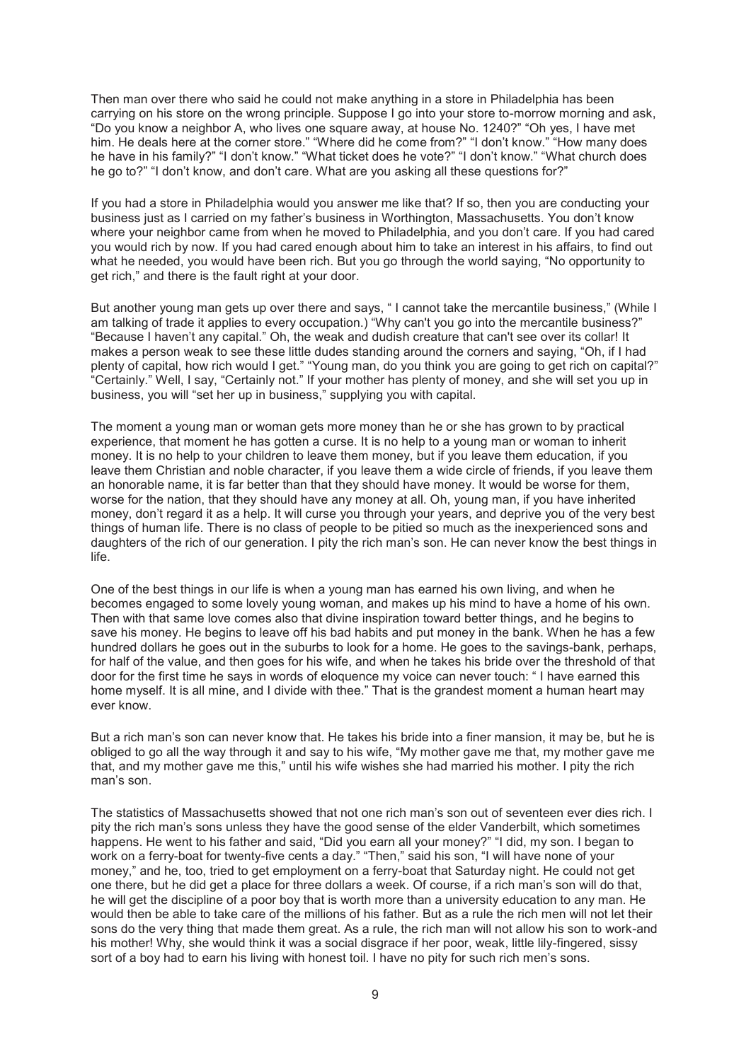Then man over there who said he could not make anything in a store in Philadelphia has been carrying on his store on the wrong principle. Suppose I go into your store to-morrow morning and ask, "Do you know a neighbor A, who lives one square away, at house No. 1240?" "Oh yes, I have met him. He deals here at the corner store." "Where did he come from?" "I don't know." "How many does he have in his family?" "I don't know." "What ticket does he vote?" "I don't know." "What church does he go to?" "I don't know, and don't care. What are you asking all these questions for?"

If you had a store in Philadelphia would you answer me like that? If so, then you are conducting your business just as I carried on my father's business in Worthington, Massachusetts. You don't know where your neighbor came from when he moved to Philadelphia, and you don't care. If you had cared you would rich by now. If you had cared enough about him to take an interest in his affairs, to find out what he needed, you would have been rich. But you go through the world saying, "No opportunity to get rich," and there is the fault right at your door.

But another young man gets up over there and says, " I cannot take the mercantile business," (While I am talking of trade it applies to every occupation.) "Why can't you go into the mercantile business?" "Because I haven't any capital." Oh, the weak and dudish creature that can't see over its collar! It makes a person weak to see these little dudes standing around the corners and saying, "Oh, if I had plenty of capital, how rich would I get." "Young man, do you think you are going to get rich on capital?" "Certainly." Well, I say, "Certainly not." If your mother has plenty of money, and she will set you up in business, you will "set her up in business," supplying you with capital.

The moment a young man or woman gets more money than he or she has grown to by practical experience, that moment he has gotten a curse. It is no help to a young man or woman to inherit money. It is no help to your children to leave them money, but if you leave them education, if you leave them Christian and noble character, if you leave them a wide circle of friends, if you leave them an honorable name, it is far better than that they should have money. It would be worse for them, worse for the nation, that they should have any money at all. Oh, young man, if you have inherited money, don't regard it as a help. It will curse you through your years, and deprive you of the very best things of human life. There is no class of people to be pitied so much as the inexperienced sons and daughters of the rich of our generation. I pity the rich man's son. He can never know the best things in life.

One of the best things in our life is when a young man has earned his own living, and when he becomes engaged to some lovely young woman, and makes up his mind to have a home of his own. Then with that same love comes also that divine inspiration toward better things, and he begins to save his money. He begins to leave off his bad habits and put money in the bank. When he has a few hundred dollars he goes out in the suburbs to look for a home. He goes to the savings-bank, perhaps, for half of the value, and then goes for his wife, and when he takes his bride over the threshold of that door for the first time he says in words of eloquence my voice can never touch: " I have earned this home myself. It is all mine, and I divide with thee." That is the grandest moment a human heart may ever know.

But a rich man's son can never know that. He takes his bride into a finer mansion, it may be, but he is obliged to go all the way through it and say to his wife, "My mother gave me that, my mother gave me that, and my mother gave me this," until his wife wishes she had married his mother. I pity the rich man's son.

The statistics of Massachusetts showed that not one rich man's son out of seventeen ever dies rich. I pity the rich man's sons unless they have the good sense of the elder Vanderbilt, which sometimes happens. He went to his father and said, "Did you earn all your money?" "I did, my son. I began to work on a ferry-boat for twenty-five cents a day." "Then," said his son, "I will have none of your money," and he, too, tried to get employment on a ferry-boat that Saturday night. He could not get one there, but he did get a place for three dollars a week. Of course, if a rich man's son will do that, he will get the discipline of a poor boy that is worth more than a university education to any man. He would then be able to take care of the millions of his father. But as a rule the rich men will not let their sons do the very thing that made them great. As a rule, the rich man will not allow his son to work-and his mother! Why, she would think it was a social disgrace if her poor, weak, little lily-fingered, sissy sort of a boy had to earn his living with honest toil. I have no pity for such rich men's sons.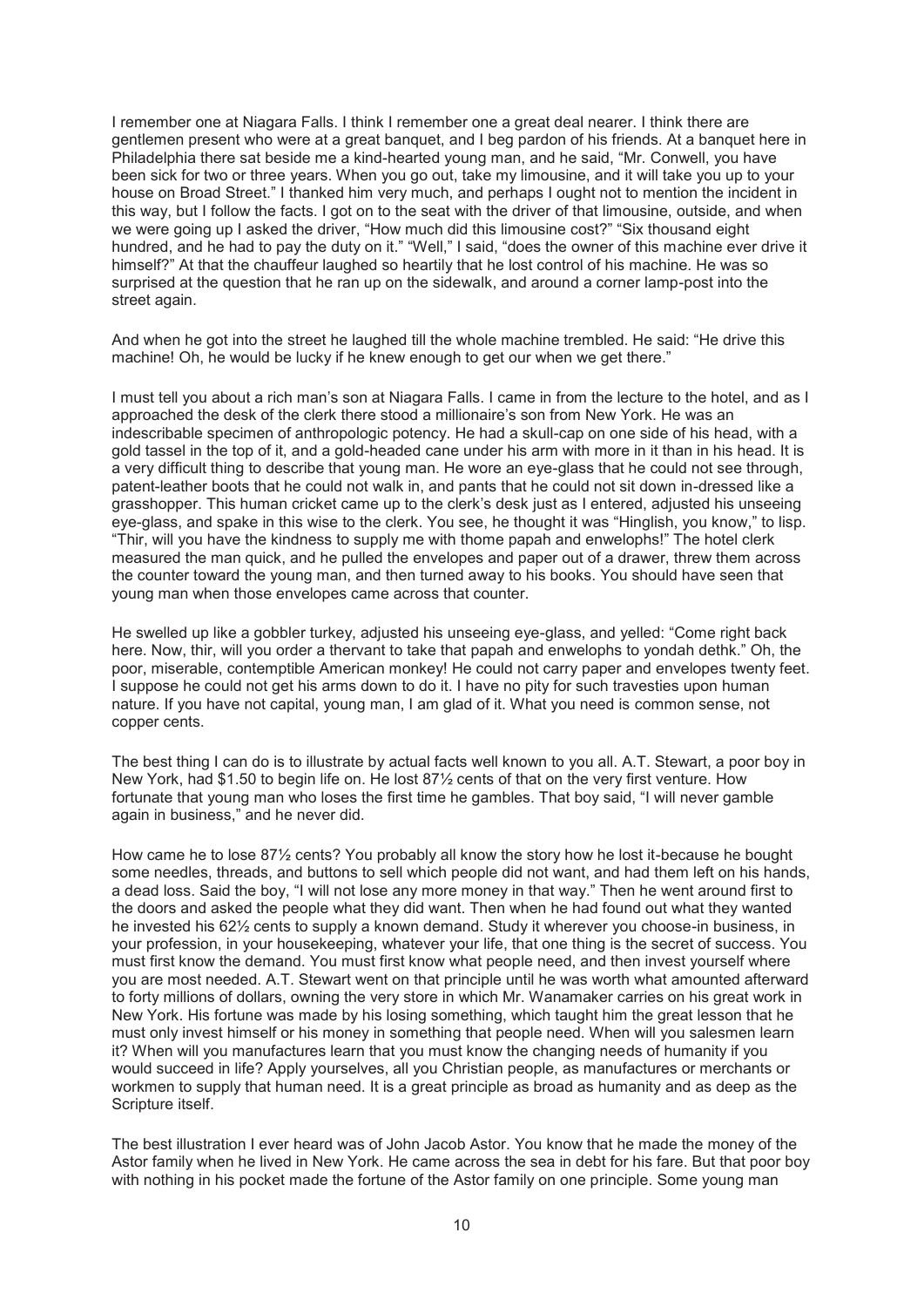I remember one at Niagara Falls. I think I remember one a great deal nearer. I think there are gentlemen present who were at a great banquet, and I beg pardon of his friends. At a banquet here in Philadelphia there sat beside me a kind-hearted young man, and he said, "Mr. Conwell, you have been sick for two or three years. When you go out, take my limousine, and it will take you up to your house on Broad Street." I thanked him very much, and perhaps I ought not to mention the incident in this way, but I follow the facts. I got on to the seat with the driver of that limousine, outside, and when we were going up I asked the driver, "How much did this limousine cost?" "Six thousand eight hundred, and he had to pay the duty on it." "Well," I said, "does the owner of this machine ever drive it himself?" At that the chauffeur laughed so heartily that he lost control of his machine. He was so surprised at the question that he ran up on the sidewalk, and around a corner lamp-post into the street again.

And when he got into the street he laughed till the whole machine trembled. He said: "He drive this machine! Oh, he would be lucky if he knew enough to get our when we get there."

I must tell you about a rich man's son at Niagara Falls. I came in from the lecture to the hotel, and as I approached the desk of the clerk there stood a millionaire's son from New York. He was an indescribable specimen of anthropologic potency. He had a skull-cap on one side of his head, with a gold tassel in the top of it, and a gold-headed cane under his arm with more in it than in his head. It is a very difficult thing to describe that young man. He wore an eye-glass that he could not see through, patent-leather boots that he could not walk in, and pants that he could not sit down in-dressed like a grasshopper. This human cricket came up to the clerk's desk just as I entered, adjusted his unseeing eye-glass, and spake in this wise to the clerk. You see, he thought it was "Hinglish, you know," to lisp. "Thir, will you have the kindness to supply me with thome papah and enwelophs!" The hotel clerk measured the man quick, and he pulled the envelopes and paper out of a drawer, threw them across the counter toward the young man, and then turned away to his books. You should have seen that young man when those envelopes came across that counter.

He swelled up like a gobbler turkey, adjusted his unseeing eye-glass, and yelled: "Come right back here. Now, thir, will you order a thervant to take that papah and enwelophs to yondah dethk." Oh, the poor, miserable, contemptible American monkey! He could not carry paper and envelopes twenty feet. I suppose he could not get his arms down to do it. I have no pity for such travesties upon human nature. If you have not capital, young man, I am glad of it. What you need is common sense, not copper cents.

The best thing I can do is to illustrate by actual facts well known to you all. A.T. Stewart, a poor boy in New York, had $1.50 to begin life on. He lost 87½ cents of that on the very first venture. How fortunate that young man who loses the first time he gambles. That boy said, "I will never gamble again in business," and he never did.

How came he to lose 87½ cents? You probably all know the story how he lost it-because he bought some needles, threads, and buttons to sell which people did not want, and had them left on his hands, a dead loss. Said the boy, "I will not lose any more money in that way." Then he went around first to the doors and asked the people what they did want. Then when he had found out what they wanted he invested his 62½ cents to supply a known demand. Study it wherever you choose-in business, in your profession, in your housekeeping, whatever your life, that one thing is the secret of success. You must first know the demand. You must first know what people need, and then invest yourself where you are most needed. A.T. Stewart went on that principle until he was worth what amounted afterward to forty millions of dollars, owning the very store in which Mr. Wanamaker carries on his great work in New York. His fortune was made by his losing something, which taught him the great lesson that he must only invest himself or his money in something that people need. When will you salesmen learn it? When will you manufactures learn that you must know the changing needs of humanity if you would succeed in life? Apply yourselves, all you Christian people, as manufactures or merchants or workmen to supply that human need. It is a great principle as broad as humanity and as deep as the Scripture itself.

The best illustration I ever heard was of John Jacob Astor. You know that he made the money of the Astor family when he lived in New York. He came across the sea in debt for his fare. But that poor boy with nothing in his pocket made the fortune of the Astor family on one principle. Some young man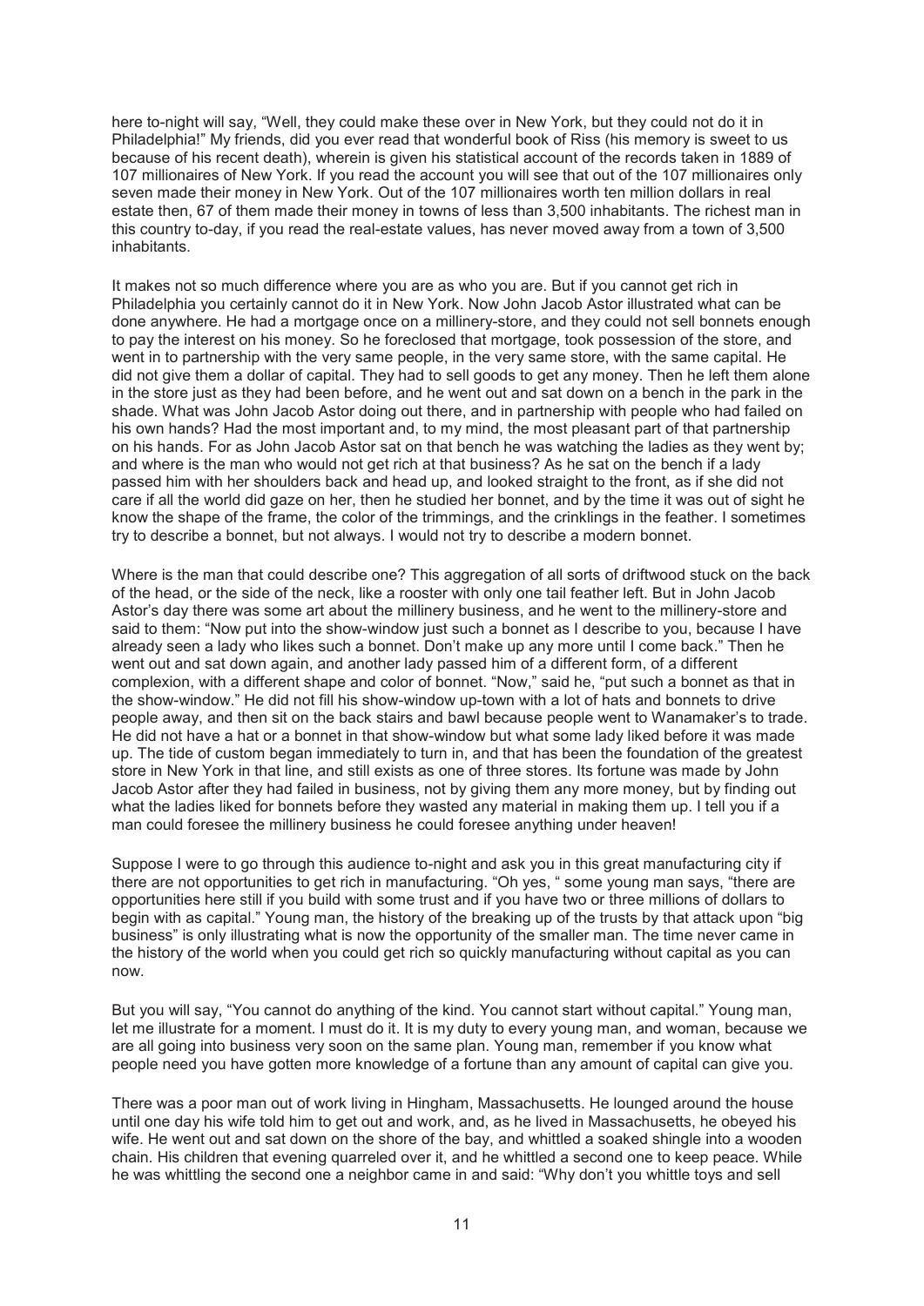here to-night will say, "Well, they could make these over in New York, but they could not do it in Philadelphia!" My friends, did you ever read that wonderful book of Riss (his memory is sweet to us because of his recent death), wherein is given his statistical account of the records taken in 1889 of 107 millionaires of New York. If you read the account you will see that out of the 107 millionaires only seven made their money in New York. Out of the 107 millionaires worth ten million dollars in real estate then, 67 of them made their money in towns of less than 3,500 inhabitants. The richest man in this country to-day, if you read the real-estate values, has never moved away from a town of 3,500 inhabitants.

It makes not so much difference where you are as who you are. But if you cannot get rich in Philadelphia you certainly cannot do it in New York. Now John Jacob Astor illustrated what can be done anywhere. He had a mortgage once on a millinery-store, and they could not sell bonnets enough to pay the interest on his money. So he foreclosed that mortgage, took possession of the store, and went in to partnership with the very same people, in the very same store, with the same capital. He did not give them a dollar of capital. They had to sell goods to get any money. Then he left them alone in the store just as they had been before, and he went out and sat down on a bench in the park in the shade. What was John Jacob Astor doing out there, and in partnership with people who had failed on his own hands? Had the most important and, to my mind, the most pleasant part of that partnership on his hands. For as John Jacob Astor sat on that bench he was watching the ladies as they went by; and where is the man who would not get rich at that business? As he sat on the bench if a lady passed him with her shoulders back and head up, and looked straight to the front, as if she did not care if all the world did gaze on her, then he studied her bonnet, and by the time it was out of sight he know the shape of the frame, the color of the trimmings, and the crinklings in the feather. I sometimes try to describe a bonnet, but not always. I would not try to describe a modern bonnet.

Where is the man that could describe one? This aggregation of all sorts of driftwood stuck on the back of the head, or the side of the neck, like a rooster with only one tail feather left. But in John Jacob Astor's day there was some art about the millinery business, and he went to the millinery-store and said to them: "Now put into the show-window just such a bonnet as I describe to you, because I have already seen a lady who likes such a bonnet. Don't make up any more until I come back." Then he went out and sat down again, and another lady passed him of a different form, of a different complexion, with a different shape and color of bonnet. "Now," said he, "put such a bonnet as that in the show-window." He did not fill his show-window up-town with a lot of hats and bonnets to drive people away, and then sit on the back stairs and bawl because people went to Wanamaker's to trade. He did not have a hat or a bonnet in that show-window but what some lady liked before it was made up. The tide of custom began immediately to turn in, and that has been the foundation of the greatest store in New York in that line, and still exists as one of three stores. Its fortune was made by John Jacob Astor after they had failed in business, not by giving them any more money, but by finding out what the ladies liked for bonnets before they wasted any material in making them up. I tell you if a man could foresee the millinery business he could foresee anything under heaven!

Suppose I were to go through this audience to-night and ask you in this great manufacturing city if there are not opportunities to get rich in manufacturing. "Oh yes, " some young man says, "there are opportunities here still if you build with some trust and if you have two or three millions of dollars to begin with as capital." Young man, the history of the breaking up of the trusts by that attack upon "big business" is only illustrating what is now the opportunity of the smaller man. The time never came in the history of the world when you could get rich so quickly manufacturing without capital as you can now.

But you will say, "You cannot do anything of the kind. You cannot start without capital." Young man, let me illustrate for a moment. I must do it. It is my duty to every young man, and woman, because we are all going into business very soon on the same plan. Young man, remember if you know what people need you have gotten more knowledge of a fortune than any amount of capital can give you.

There was a poor man out of work living in Hingham, Massachusetts. He lounged around the house until one day his wife told him to get out and work, and, as he lived in Massachusetts, he obeyed his wife. He went out and sat down on the shore of the bay, and whittled a soaked shingle into a wooden chain. His children that evening quarreled over it, and he whittled a second one to keep peace. While he was whittling the second one a neighbor came in and said: "Why don't you whittle toys and sell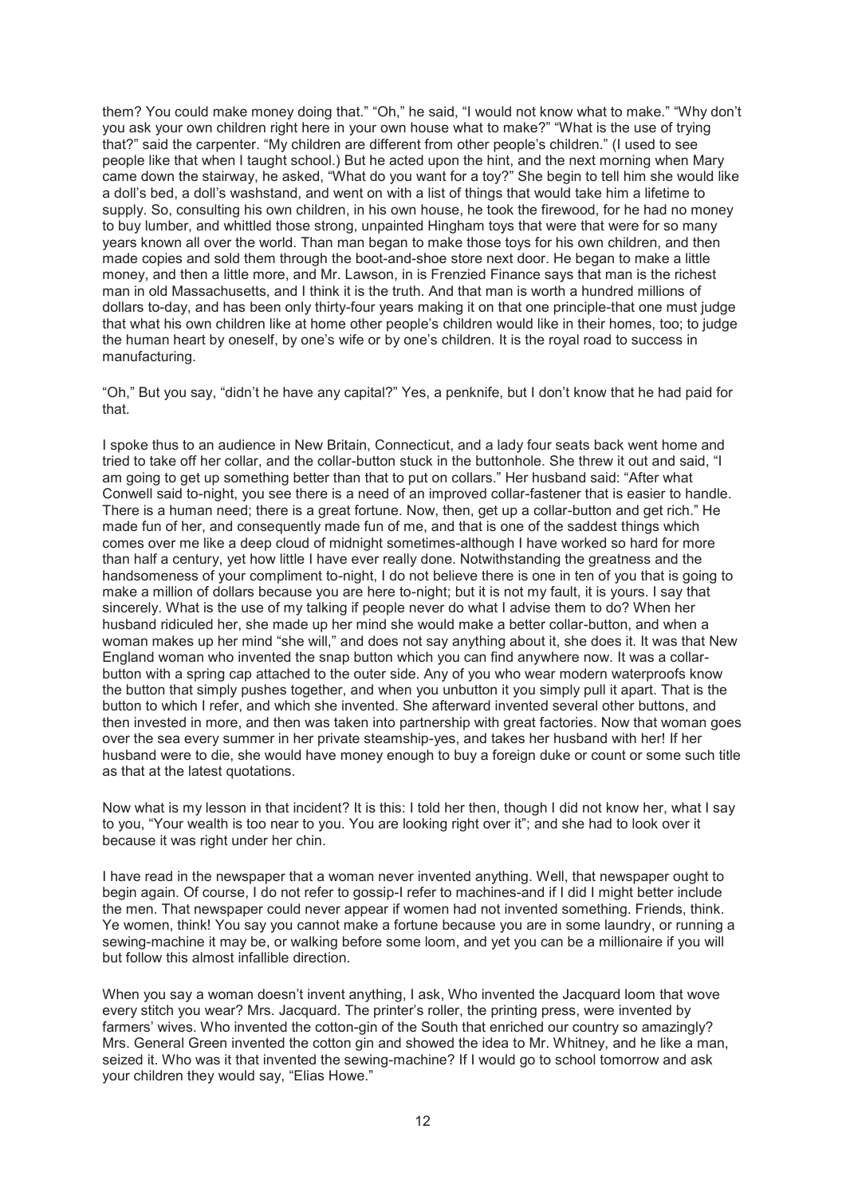them? You could make money doing that." "Oh," he said, "I would not know what to make." "Why don't you ask your own children right here in your own house what to make?" "What is the use of trying that?" said the carpenter. "My children are different from other people's children." (I used to see people like that when I taught school.) But he acted upon the hint, and the next morning when Mary came down the stairway, he asked, "What do you want for a toy?" She begin to tell him she would like a doll's bed, a doll's washstand, and went on with a list of things that would take him a lifetime to supply. So, consulting his own children, in his own house, he took the firewood, for he had no money to buy lumber, and whittled those strong, unpainted Hingham toys that were that were for so many years known all over the world. Than man began to make those toys for his own children, and then made copies and sold them through the boot-and-shoe store next door. He began to make a little money, and then a little more, and Mr. Lawson, in is Frenzied Finance says that man is the richest man in old Massachusetts, and I think it is the truth. And that man is worth a hundred millions of dollars to-day, and has been only thirty-four years making it on that one principle-that one must judge that what his own children like at home other people's children would like in their homes, too; to judge the human heart by oneself, by one's wife or by one's children. It is the royal road to success in manufacturing.

"Oh," But you say, "didn't he have any capital?" Yes, a penknife, but I don't know that he had paid for that.

I spoke thus to an audience in New Britain, Connecticut, and a lady four seats back went home and tried to take off her collar, and the collar-button stuck in the buttonhole. She threw it out and said, "I am going to get up something better than that to put on collars." Her husband said: "After what Conwell said to-night, you see there is a need of an improved collar-fastener that is easier to handle. There is a human need; there is a great fortune. Now, then, get up a collar-button and get rich." He made fun of her, and consequently made fun of me, and that is one of the saddest things which comes over me like a deep cloud of midnight sometimes-although I have worked so hard for more than half a century, yet how little I have ever really done. Notwithstanding the greatness and the handsomeness of your compliment to-night, I do not believe there is one in ten of you that is going to make a million of dollars because you are here to-night; but it is not my fault, it is yours. I say that sincerely. What is the use of my talking if people never do what I advise them to do? When her husband ridiculed her, she made up her mind she would make a better collar-button, and when a woman makes up her mind "she will," and does not say anything about it, she does it. It was that New England woman who invented the snap button which you can find anywhere now. It was a collar-button with a spring cap attached to the outer side. Any of you who wear modern waterproofs know the button that simply pushes together, and when you unbutton it you simply pull it apart. That is the button to which I refer, and which she invented. She afterward invented several other buttons, and then invested in more, and then was taken into partnership with great factories. Now that woman goes over the sea every summer in her private steamship-yes, and takes her husband with her! If her husband were to die, she would have money enough to buy a foreign duke or count or some such title as that at the latest quotations.

Now what is my lesson in that incident? It is this: I told her then, though I did not know her, what I say to you, "Your wealth is too near to you. You are looking right over it"; and she had to look over it because it was right under her chin.

I have read in the newspaper that a woman never invented anything. Well, that newspaper ought to begin again. Of course, I do not refer to gossip-I refer to machines-and if I did I might better include the men. That newspaper could never appear if women had not invented something. Friends, think. Ye women, think! You say you cannot make a fortune because you are in some laundry, or running a sewing-machine it may be, or walking before some loom, and yet you can be a millionaire if you will but follow this almost infallible direction.

When you say a woman doesn't invent anything, I ask, Who invented the Jacquard loom that wove every stitch you wear? Mrs. Jacquard. The printer's roller, the printing press, were invented by farmers' wives. Who invented the cotton-gin of the South that enriched our country so amazingly? Mrs. General Green invented the cotton gin and showed the idea to Mr. Whitney, and he like a man, seized it. Who was it that invented the sewing-machine? If I would go to school tomorrow and ask your children they would say, "Elias Howe."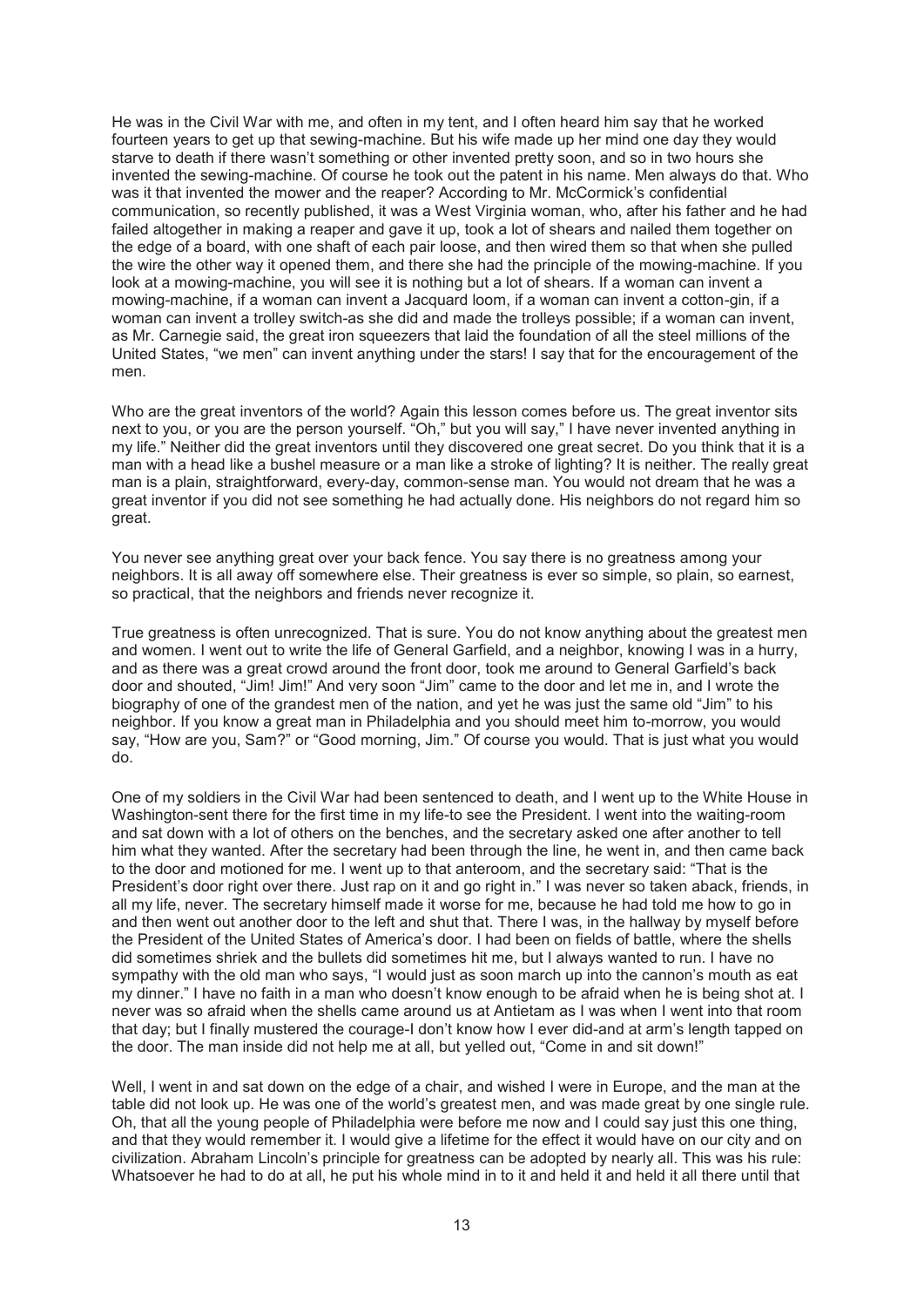He was in the Civil War with me, and often in my tent, and I often heard him say that he worked fourteen years to get up that sewing-machine. But his wife made up her mind one day they would starve to death if there wasn't something or other invented pretty soon, and so in two hours she invented the sewing-machine. Of course he took out the patent in his name. Men always do that. Who was it that invented the mower and the reaper? According to Mr. McCormick's confidential communication, so recently published, it was a West Virginia woman, who, after his father and he had failed altogether in making a reaper and gave it up, took a lot of shears and nailed them together on the edge of a board, with one shaft of each pair loose, and then wired them so that when she pulled the wire the other way it opened them, and there she had the principle of the mowing-machine. If you look at a mowing-machine, you will see it is nothing but a lot of shears. If a woman can invent a mowing-machine, if a woman can invent a Jacquard loom, if a woman can invent a cotton-gin, if a woman can invent a trolley switch-as she did and made the trolleys possible; if a woman can invent, as Mr. Carnegie said, the great iron squeezers that laid the foundation of all the steel millions of the United States, "we men" can invent anything under the stars! I say that for the encouragement of the men.

Who are the great inventors of the world? Again this lesson comes before us. The great inventor sits next to you, or you are the person yourself. "Oh," but you will say," I have never invented anything in my life." Neither did the great inventors until they discovered one great secret. Do you think that it is a man with a head like a bushel measure or a man like a stroke of lighting? It is neither. The really great man is a plain, straightforward, every-day, common-sense man. You would not dream that he was a great inventor if you did not see something he had actually done. His neighbors do not regard him so great.

You never see anything great over your back fence. You say there is no greatness among your neighbors. It is all away off somewhere else. Their greatness is ever so simple, so plain, so earnest, so practical, that the neighbors and friends never recognize it.

True greatness is often unrecognized. That is sure. You do not know anything about the greatest men and women. I went out to write the life of General Garfield, and a neighbor, knowing I was in a hurry, and as there was a great crowd around the front door, took me around to General Garfield's back door and shouted, "Jim! Jim!" And very soon "Jim" came to the door and let me in, and I wrote the biography of one of the grandest men of the nation, and yet he was just the same old "Jim" to his neighbor. If you know a great man in Philadelphia and you should meet him to-morrow, you would say, "How are you, Sam?" or "Good morning, Jim." Of course you would. That is just what you would do.

One of my soldiers in the Civil War had been sentenced to death, and I went up to the White House in Washington-sent there for the first time in my life-to see the President. I went into the waiting-room and sat down with a lot of others on the benches, and the secretary asked one after another to tell him what they wanted. After the secretary had been through the line, he went in, and then came back to the door and motioned for me. I went up to that anteroom, and the secretary said: "That is the President's door right over there. Just rap on it and go right in." I was never so taken aback, friends, in all my life, never. The secretary himself made it worse for me, because he had told me how to go in and then went out another door to the left and shut that. There I was, in the hallway by myself before the President of the United States of America's door. I had been on fields of battle, where the shells did sometimes shriek and the bullets did sometimes hit me, but I always wanted to run. I have no sympathy with the old man who says, "I would just as soon march up into the cannon's mouth as eat my dinner." I have no faith in a man who doesn't know enough to be afraid when he is being shot at. I never was so afraid when the shells came around us at Antietam as I was when I went into that room that day; but I finally mustered the courage-I don't know how I ever did-and at arm's length tapped on the door. The man inside did not help me at all, but yelled out, "Come in and sit down!"

Well, I went in and sat down on the edge of a chair, and wished I were in Europe, and the man at the table did not look up. He was one of the world's greatest men, and was made great by one single rule. Oh, that all the young people of Philadelphia were before me now and I could say just this one thing, and that they would remember it. I would give a lifetime for the effect it would have on our city and on civilization. Abraham Lincoln's principle for greatness can be adopted by nearly all. This was his rule: Whatsoever he had to do at all, he put his whole mind in to it and held it and held it all there until that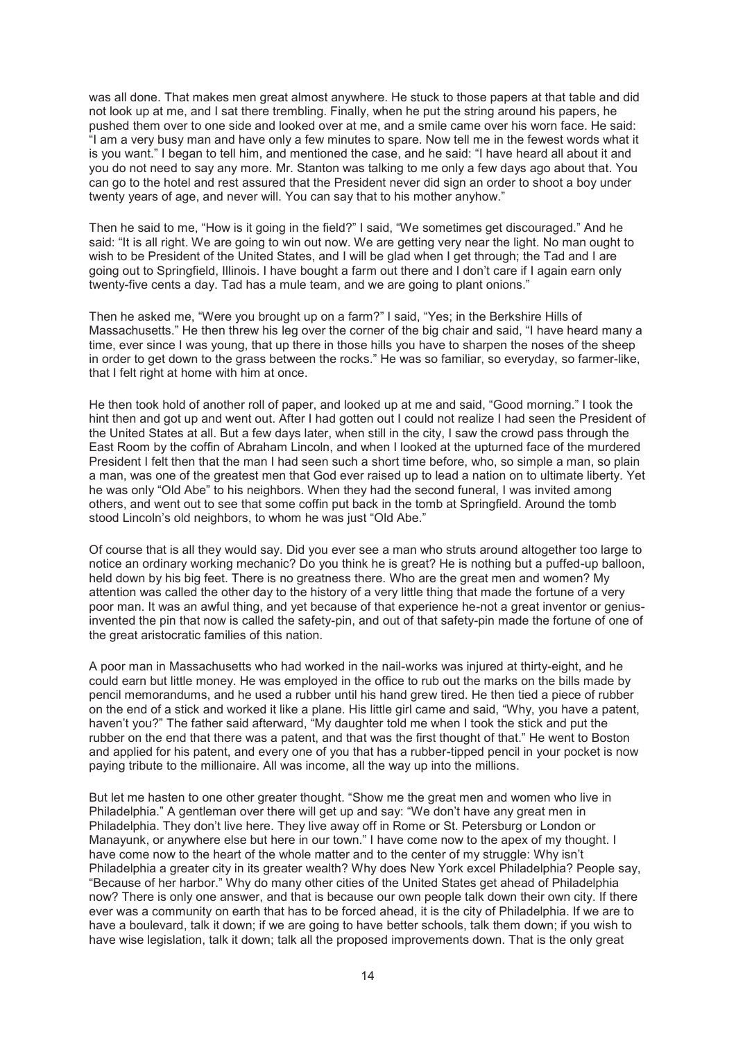was all done. That makes men great almost anywhere. He stuck to those papers at that table and did not look up at me, and I sat there trembling. Finally, when he put the string around his papers, he pushed them over to one side and looked over at me, and a smile came over his worn face. He said: "I am a very busy man and have only a few minutes to spare. Now tell me in the fewest words what it is you want." I began to tell him, and mentioned the case, and he said: "I have heard all about it and you do not need to say any more. Mr. Stanton was talking to me only a few days ago about that. You can go to the hotel and rest assured that the President never did sign an order to shoot a boy under twenty years of age, and never will. You can say that to his mother anyhow."

Then he said to me, "How is it going in the field?" I said, "We sometimes get discouraged." And he said: "It is all right. We are going to win out now. We are getting very near the light. No man ought to wish to be President of the United States, and I will be glad when I get through; the Tad and I are going out to Springfield, Illinois. I have bought a farm out there and I don't care if I again earn only twenty-five cents a day. Tad has a mule team, and we are going to plant onions."

Then he asked me, "Were you brought up on a farm?" I said, "Yes; in the Berkshire Hills of Massachusetts." He then threw his leg over the corner of the big chair and said, "I have heard many a time, ever since I was young, that up there in those hills you have to sharpen the noses of the sheep in order to get down to the grass between the rocks." He was so familiar, so everyday, so farmer-like, that I felt right at home with him at once.

He then took hold of another roll of paper, and looked up at me and said, "Good morning." I took the hint then and got up and went out. After I had gotten out I could not realize I had seen the President of the United States at all. But a few days later, when still in the city, I saw the crowd pass through the East Room by the coffin of Abraham Lincoln, and when I looked at the upturned face of the murdered President I felt then that the man I had seen such a short time before, who, so simple a man, so plain a man, was one of the greatest men that God ever raised up to lead a nation on to ultimate liberty. Yet he was only "Old Abe" to his neighbors. When they had the second funeral, I was invited among others, and went out to see that some coffin put back in the tomb at Springfield. Around the tomb stood Lincoln's old neighbors, to whom he was just "Old Abe."

Of course that is all they would say. Did you ever see a man who struts around altogether too large to notice an ordinary working mechanic? Do you think he is great? He is nothing but a puffed-up balloon, held down by his big feet. There is no greatness there. Who are the great men and women? My attention was called the other day to the history of a very little thing that made the fortune of a very poor man. It was an awful thing, and yet because of that experience he-not a great inventor or genius-invented the pin that now is called the safety-pin, and out of that safety-pin made the fortune of one of the great aristocratic families of this nation.

A poor man in Massachusetts who had worked in the nail-works was injured at thirty-eight, and he could earn but little money. He was employed in the office to rub out the marks on the bills made by pencil memorandums, and he used a rubber until his hand grew tired. He then tied a piece of rubber on the end of a stick and worked it like a plane. His little girl came and said, "Why, you have a patent, haven't you?" The father said afterward, "My daughter told me when I took the stick and put the rubber on the end that there was a patent, and that was the first thought of that." He went to Boston and applied for his patent, and every one of you that has a rubber-tipped pencil in your pocket is now paying tribute to the millionaire. All was income, all the way up into the millions.

But let me hasten to one other greater thought. "Show me the great men and women who live in Philadelphia." A gentleman over there will get up and say: "We don't have any great men in Philadelphia. They don't live here. They live away off in Rome or St. Petersburg or London or Manayunk, or anywhere else but here in our town." I have come now to the apex of my thought. I have come now to the heart of the whole matter and to the center of my struggle: Why isn't Philadelphia a greater city in its greater wealth? Why does New York excel Philadelphia? People say, "Because of her harbor." Why do many other cities of the United States get ahead of Philadelphia now? There is only one answer, and that is because our own people talk down their own city. If there ever was a community on earth that has to be forced ahead, it is the city of Philadelphia. If we are to have a boulevard, talk it down; if we are going to have better schools, talk them down; if you wish to have wise legislation, talk it down; talk all the proposed improvements down. That is the only great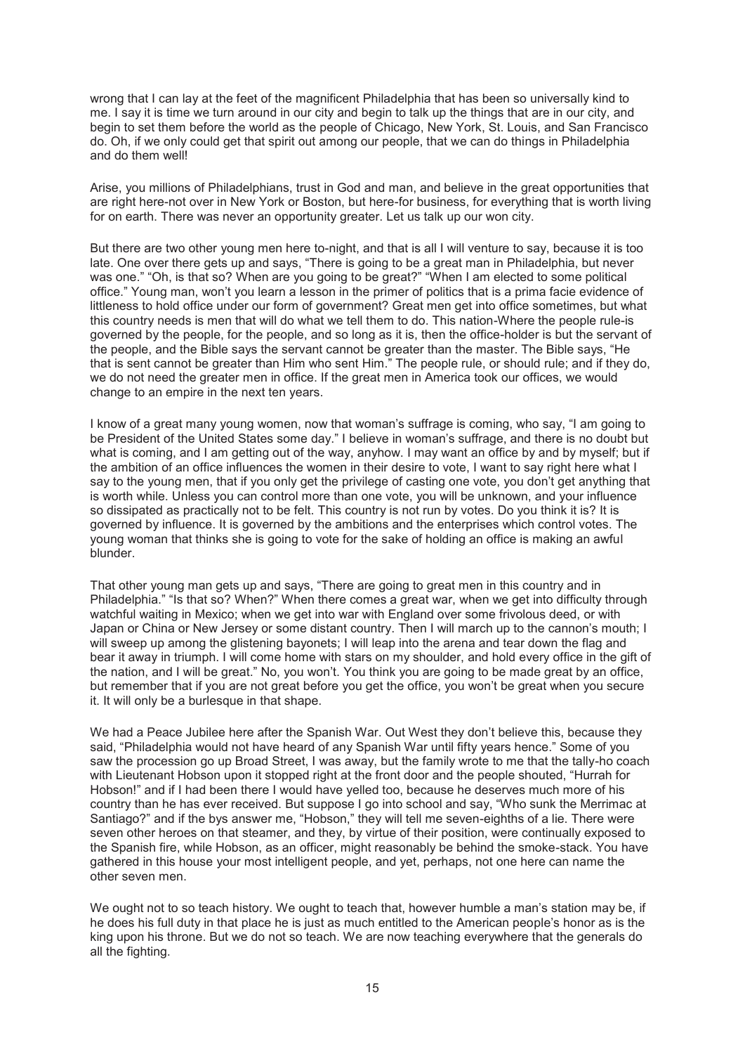wrong that I can lay at the feet of the magnificent Philadelphia that has been so universally kind to me. I say it is time we turn around in our city and begin to talk up the things that are in our city, and begin to set them before the world as the people of Chicago, New York, St. Louis, and San Francisco do. Oh, if we only could get that spirit out among our people, that we can do things in Philadelphia and do them well!

Arise, you millions of Philadelphians, trust in God and man, and believe in the great opportunities that are right here-not over in New York or Boston, but here-for business, for everything that is worth living for on earth. There was never an opportunity greater. Let us talk up our won city.

But there are two other young men here to-night, and that is all I will venture to say, because it is too late. One over there gets up and says, "There is going to be a great man in Philadelphia, but never was one." "Oh, is that so? When are you going to be great?" "When I am elected to some political office." Young man, won't you learn a lesson in the primer of politics that is a prima facie evidence of littleness to hold office under our form of government? Great men get into office sometimes, but what this country needs is men that will do what we tell them to do. This nation-Where the people rule-is governed by the people, for the people, and so long as it is, then the office-holder is but the servant of the people, and the Bible says the servant cannot be greater than the master. The Bible says, "He that is sent cannot be greater than Him who sent Him." The people rule, or should rule; and if they do, we do not need the greater men in office. If the great men in America took our offices, we would change to an empire in the next ten years.

I know of a great many young women, now that woman's suffrage is coming, who say, "I am going to be President of the United States some day." I believe in woman's suffrage, and there is no doubt but what is coming, and I am getting out of the way, anyhow. I may want an office by and by myself; but if the ambition of an office influences the women in their desire to vote, I want to say right here what I say to the young men, that if you only get the privilege of casting one vote, you don't get anything that is worth while. Unless you can control more than one vote, you will be unknown, and your influence so dissipated as practically not to be felt. This country is not run by votes. Do you think it is? It is governed by influence. It is governed by the ambitions and the enterprises which control votes. The young woman that thinks she is going to vote for the sake of holding an office is making an awful blunder.

That other young man gets up and says, "There are going to great men in this country and in Philadelphia." "Is that so? When?" When there comes a great war, when we get into difficulty through watchful waiting in Mexico; when we get into war with England over some frivolous deed, or with Japan or China or New Jersey or some distant country. Then I will march up to the cannon's mouth; I will sweep up among the glistening bayonets; I will leap into the arena and tear down the flag and bear it away in triumph. I will come home with stars on my shoulder, and hold every office in the gift of the nation, and I will be great." No, you won't. You think you are going to be made great by an office, but remember that if you are not great before you get the office, you won't be great when you secure it. It will only be a burlesque in that shape.

We had a Peace Jubilee here after the Spanish War. Out West they don't believe this, because they said, "Philadelphia would not have heard of any Spanish War until fifty years hence." Some of you saw the procession go up Broad Street, I was away, but the family wrote to me that the tally-ho coach with Lieutenant Hobson upon it stopped right at the front door and the people shouted, "Hurrah for Hobson!" and if I had been there I would have yelled too, because he deserves much more of his country than he has ever received. But suppose I go into school and say, "Who sunk the Merrimac at Santiago?" and if the bys answer me, "Hobson," they will tell me seven-eighths of a lie. There were seven other heroes on that steamer, and they, by virtue of their position, were continually exposed to the Spanish fire, while Hobson, as an officer, might reasonably be behind the smoke-stack. You have gathered in this house your most intelligent people, and yet, perhaps, not one here can name the other seven men.

We ought not to so teach history. We ought to teach that, however humble a man's station may be, if he does his full duty in that place he is just as much entitled to the American people's honor as is the king upon his throne. But we do not so teach. We are now teaching everywhere that the generals do all the fighting.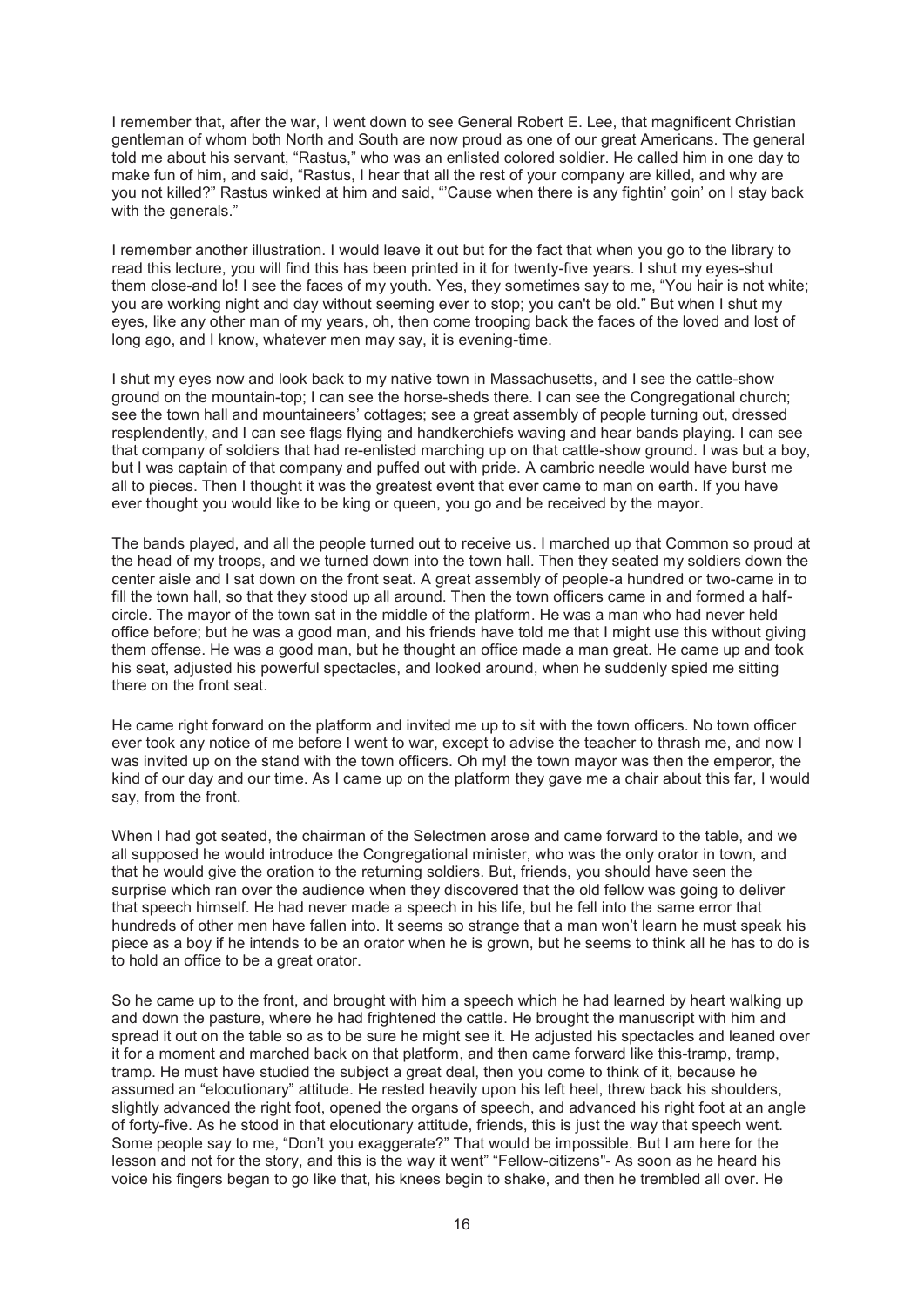I remember that, after the war, I went down to see General Robert E. Lee, that magnificent Christian gentleman of whom both North and South are now proud as one of our great Americans. The general told me about his servant, "Rastus," who was an enlisted colored soldier. He called him in one day to make fun of him, and said, "Rastus, I hear that all the rest of your company are killed, and why are you not killed?" Rastus winked at him and said, "'Cause when there is any fightin' goin' on I stay back with the generals."

I remember another illustration. I would leave it out but for the fact that when you go to the library to read this lecture, you will find this has been printed in it for twenty-five years. I shut my eyes-shut them close-and lo! I see the faces of my youth. Yes, they sometimes say to me, "You hair is not white; you are working night and day without seeming ever to stop; you can't be old." But when I shut my eyes, like any other man of my years, oh, then come trooping back the faces of the loved and lost of long ago, and I know, whatever men may say, it is evening-time.

I shut my eyes now and look back to my native town in Massachusetts, and I see the cattle-show ground on the mountain-top; I can see the horse-sheds there. I can see the Congregational church; see the town hall and mountaineers' cottages; see a great assembly of people turning out, dressed resplendently, and I can see flags flying and handkerchiefs waving and hear bands playing. I can see that company of soldiers that had re-enlisted marching up on that cattle-show ground. I was but a boy, but I was captain of that company and puffed out with pride. A cambric needle would have burst me all to pieces. Then I thought it was the greatest event that ever came to man on earth. If you have ever thought you would like to be king or queen, you go and be received by the mayor.

The bands played, and all the people turned out to receive us. I marched up that Common so proud at the head of my troops, and we turned down into the town hall. Then they seated my soldiers down the center aisle and I sat down on the front seat. A great assembly of people-a hundred or two-came in to fill the town hall, so that they stood up all around. Then the town officers came in and formed a half-circle. The mayor of the town sat in the middle of the platform. He was a man who had never held office before; but he was a good man, and his friends have told me that I might use this without giving them offense. He was a good man, but he thought an office made a man great. He came up and took his seat, adjusted his powerful spectacles, and looked around, when he suddenly spied me sitting there on the front seat.

He came right forward on the platform and invited me up to sit with the town officers. No town officer ever took any notice of me before I went to war, except to advise the teacher to thrash me, and now I was invited up on the stand with the town officers. Oh my! the town mayor was then the emperor, the kind of our day and our time. As I came up on the platform they gave me a chair about this far, I would say, from the front.

When I had got seated, the chairman of the Selectmen arose and came forward to the table, and we all supposed he would introduce the Congregational minister, who was the only orator in town, and that he would give the oration to the returning soldiers. But, friends, you should have seen the surprise which ran over the audience when they discovered that the old fellow was going to deliver that speech himself. He had never made a speech in his life, but he fell into the same error that hundreds of other men have fallen into. It seems so strange that a man won't learn he must speak his piece as a boy if he intends to be an orator when he is grown, but he seems to think all he has to do is to hold an office to be a great orator.

So he came up to the front, and brought with him a speech which he had learned by heart walking up and down the pasture, where he had frightened the cattle. He brought the manuscript with him and spread it out on the table so as to be sure he might see it. He adjusted his spectacles and leaned over it for a moment and marched back on that platform, and then came forward like this-tramp, tramp, tramp. He must have studied the subject a great deal, then you come to think of it, because he assumed an "elocutionary" attitude. He rested heavily upon his left heel, threw back his shoulders, slightly advanced the right foot, opened the organs of speech, and advanced his right foot at an angle of forty-five. As he stood in that elocutionary attitude, friends, this is just the way that speech went. Some people say to me, "Don't you exaggerate?" That would be impossible. But I am here for the lesson and not for the story, and this is the way it went" "Fellow-citizens"- As soon as he heard his voice his fingers began to go like that, his knees begin to shake, and then he trembled all over. He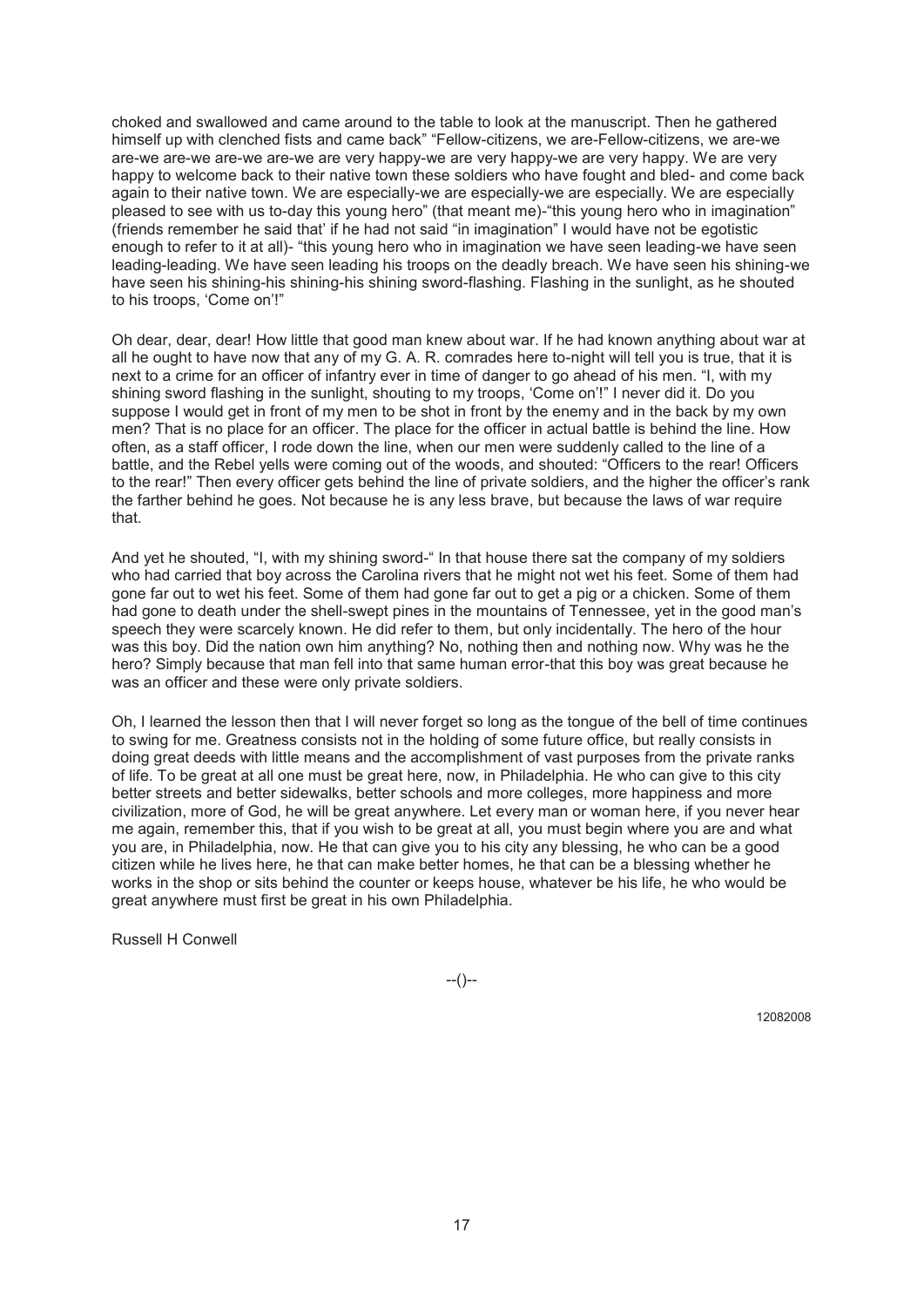choked and swallowed and came around to the table to look at the manuscript. Then he gathered himself up with clenched fists and came back" "Fellow-citizens, we are-Fellow-citizens, we are-we are-we are-we are-we are-we are-we are-we are very happy-we are very happy-we are very happy. We are very happy to welcome back to their native town these soldiers who have fought and bled- and come back again to their native town. We are especially-we are especially-we are especially. We are especially pleased to see with us to-day this young hero" (that meant me)-"this young hero who in imagination" (friends remember he said that' if he had not said "in imagination" I would have not be egotistic enough to refer to it at all)- "this young hero who in imagination we have seen leading-we have seen leading-leading. We have seen leading his troops on the deadly breach. We have seen his shining-we have seen his shining-his shining-his shining sword-flashing. Flashing in the sunlight, as he shouted to his troops, 'Come on'!"

Oh dear, dear, dear! How little that good man knew about war. If he had known anything about war at all he ought to have now that any of my G. A. R. comrades here to-night will tell you is true, that it is next to a crime for an officer of infantry ever in time of danger to go ahead of his men. "I, with my shining sword flashing in the sunlight, shouting to my troops, 'Come on'!" I never did it. Do you suppose I would get in front of my men to be shot in front by the enemy and in the back by my own men? That is no place for an officer. The place for the officer in actual battle is behind the line. How often, as a staff officer, I rode down the line, when our men were suddenly called to the line of a battle, and the Rebel yells were coming out of the woods, and shouted: "Officers to the rear! Officers to the rear!" Then every officer gets behind the line of private soldiers, and the higher the officer's rank the farther behind he goes. Not because he is any less brave, but because the laws of war require that.

And yet he shouted, "I, with my shining sword-" In that house there sat the company of my soldiers who had carried that boy across the Carolina rivers that he might not wet his feet. Some of them had gone far out to wet his feet. Some of them had gone far out to get a pig or a chicken. Some of them had gone to death under the shell-swept pines in the mountains of Tennessee, yet in the good man's speech they were scarcely known. He did refer to them, but only incidentally. The hero of the hour was this boy. Did the nation own him anything? No, nothing then and nothing now. Why was he the hero? Simply because that man fell into that same human error-that this boy was great because he was an officer and these were only private soldiers.

Oh, I learned the lesson then that I will never forget so long as the tongue of the bell of time continues to swing for me. Greatness consists not in the holding of some future office, but really consists in doing great deeds with little means and the accomplishment of vast purposes from the private ranks of life. To be great at all one must be great here, now, in Philadelphia. He who can give to this city better streets and better sidewalks, better schools and more colleges, more happiness and more civilization, more of God, he will be great anywhere. Let every man or woman here, if you never hear me again, remember this, that if you wish to be great at all, you must begin where you are and what you are, in Philadelphia, now. He that can give you to his city any blessing, he who can be a good citizen while he lives here, he that can make better homes, he that can be a blessing whether he works in the shop or sits behind the counter or keeps house, whatever be his life, he who would be great anywhere must first be great in his own Philadelphia.

Russell H Conwell

--()--

12082008